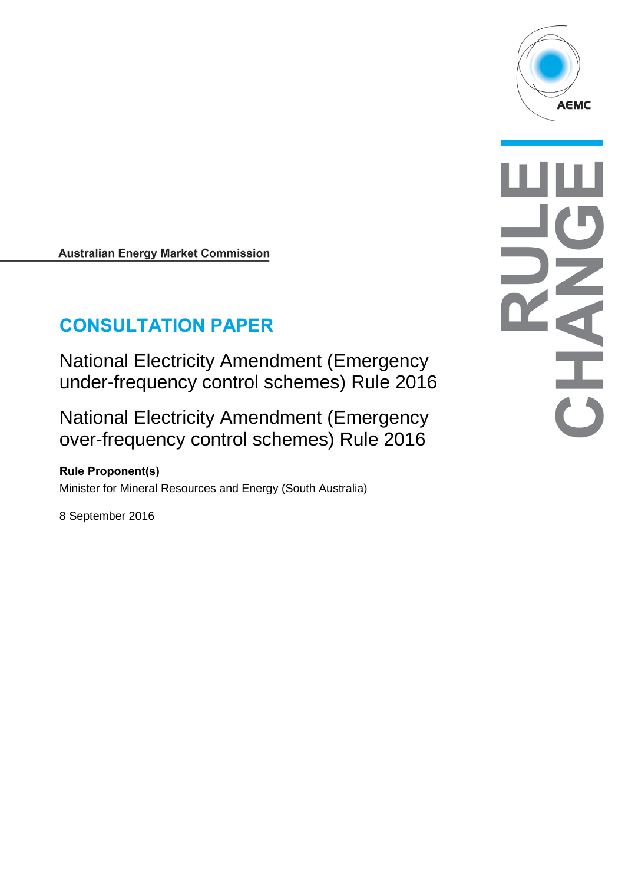AEMC

RULE CHANGE

Australian Energy Market Commission

# CONSULTATION PAPER

## National Electricity Amendment (Emergency under-frequency control schemes) Rule 2016

## National Electricity Amendment (Emergency over-frequency control schemes) Rule 2016

**Rule Proponent(s)**

Minister for Mineral Resources and Energy (South Australia)

8 September 2016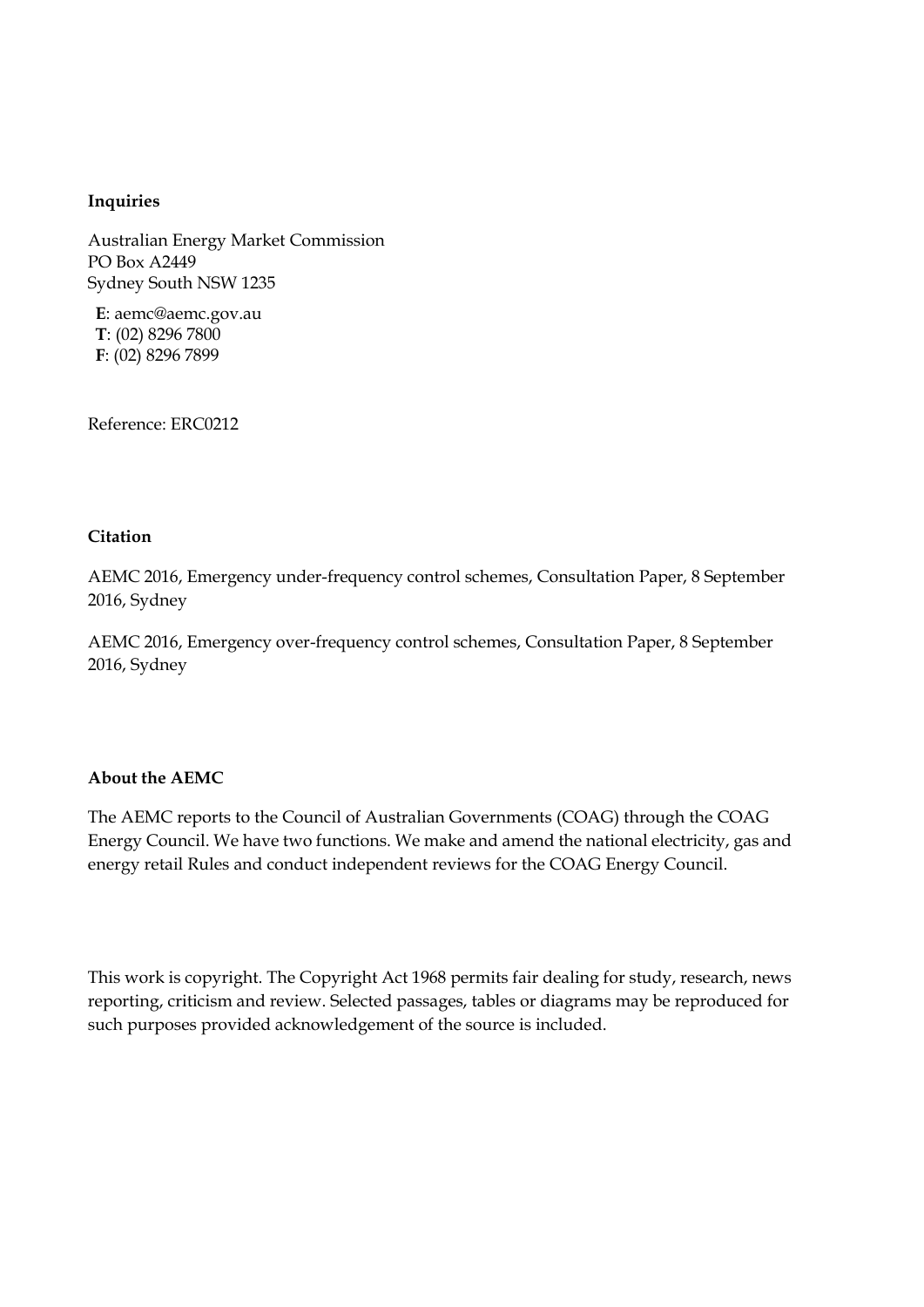**Inquiries**

Australian Energy Market Commission
PO Box A2449
Sydney South NSW 1235

**E**: aemc@aemc.gov.au
**T**: (02) 8296 7800
**F**: (02) 8296 7899

Reference: ERC0212

**Citation**

AEMC 2016, Emergency under-frequency control schemes, Consultation Paper, 8 September 2016, Sydney

AEMC 2016, Emergency over-frequency control schemes, Consultation Paper, 8 September 2016, Sydney

**About the AEMC**

The AEMC reports to the Council of Australian Governments (COAG) through the COAG Energy Council. We have two functions. We make and amend the national electricity, gas and energy retail Rules and conduct independent reviews for the COAG Energy Council.

This work is copyright. The Copyright Act 1968 permits fair dealing for study, research, news reporting, criticism and review. Selected passages, tables or diagrams may be reproduced for such purposes provided acknowledgement of the source is included.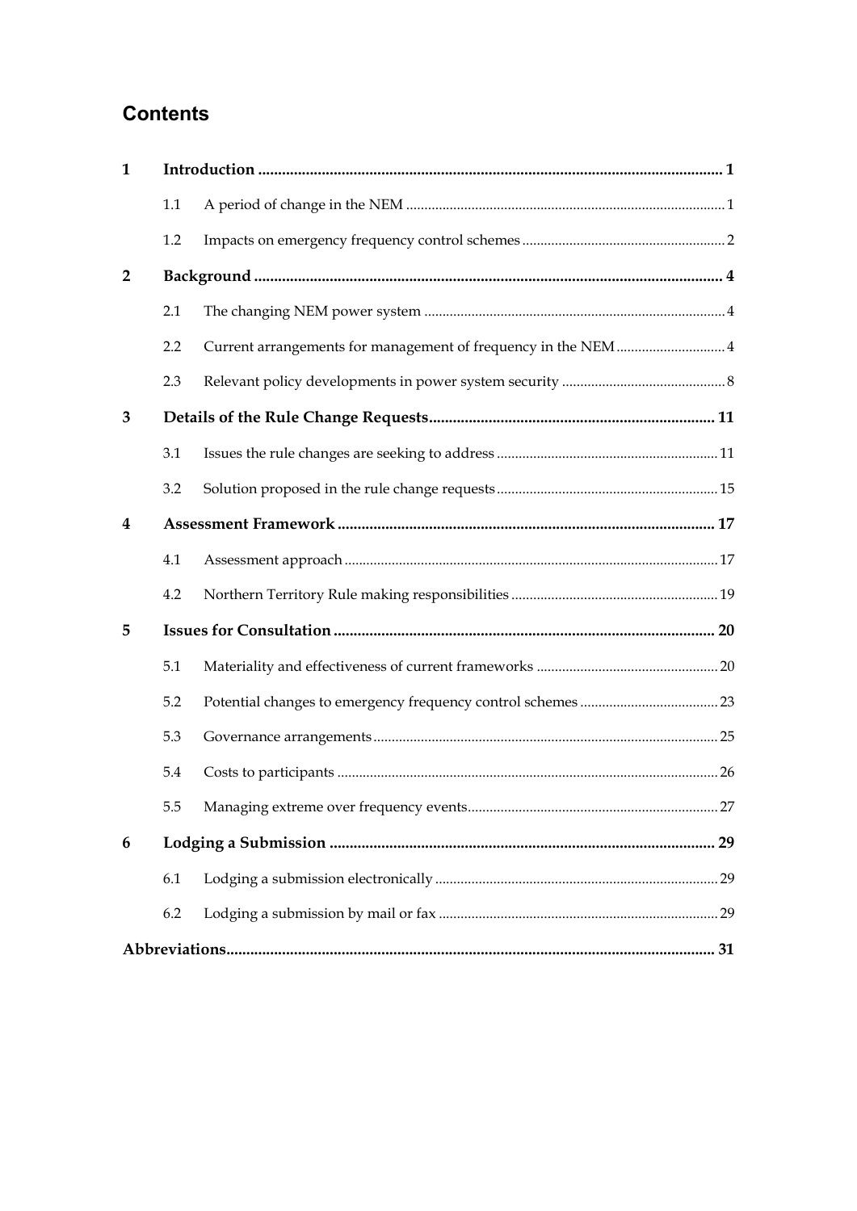# Contents

| | | | |
|---|---|---|---|
| **1** | **Introduction** | | **1** |
| | 1.1 | A period of change in the NEM | 1 |
| | 1.2 | Impacts on emergency frequency control schemes | 2 |
| **2** | **Background** | | **4** |
| | 2.1 | The changing NEM power system | 4 |
| | 2.2 | Current arrangements for management of frequency in the NEM | 4 |
| | 2.3 | Relevant policy developments in power system security | 8 |
| **3** | **Details of the Rule Change Requests** | | **11** |
| | 3.1 | Issues the rule changes are seeking to address | 11 |
| | 3.2 | Solution proposed in the rule change requests | 15 |
| **4** | **Assessment Framework** | | **17** |
| | 4.1 | Assessment approach | 17 |
| | 4.2 | Northern Territory Rule making responsibilities | 19 |
| **5** | **Issues for Consultation** | | **20** |
| | 5.1 | Materiality and effectiveness of current frameworks | 20 |
| | 5.2 | Potential changes to emergency frequency control schemes | 23 |
| | 5.3 | Governance arrangements | 25 |
| | 5.4 | Costs to participants | 26 |
| | 5.5 | Managing extreme over frequency events | 27 |
| **6** | **Lodging a Submission** | | **29** |
| | 6.1 | Lodging a submission electronically | 29 |
| | 6.2 | Lodging a submission by mail or fax | 29 |
| **Abbreviations** | | | **31** |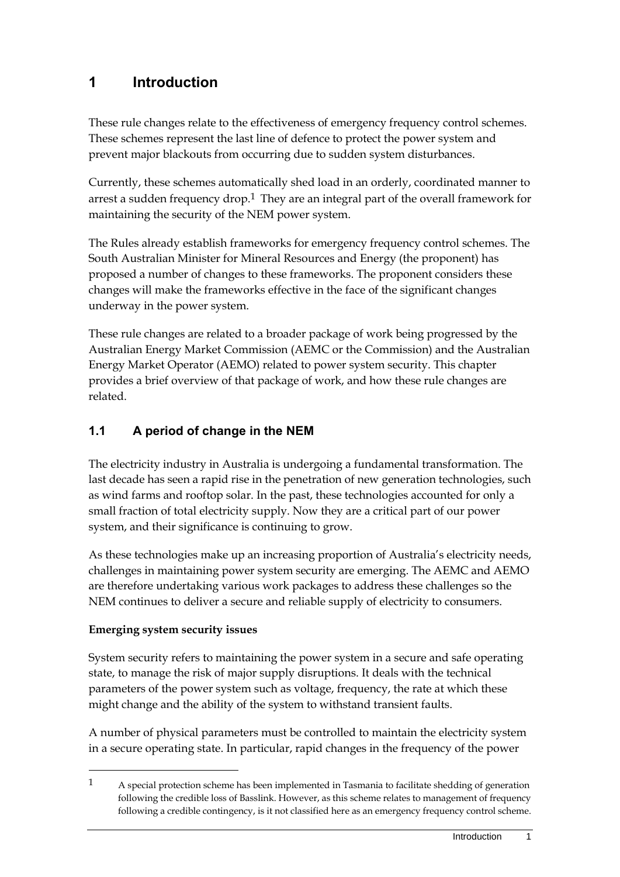# 1 Introduction

These rule changes relate to the effectiveness of emergency frequency control schemes. These schemes represent the last line of defence to protect the power system and prevent major blackouts from occurring due to sudden system disturbances.

Currently, these schemes automatically shed load in an orderly, coordinated manner to arrest a sudden frequency drop.[1] They are an integral part of the overall framework for maintaining the security of the NEM power system.

The Rules already establish frameworks for emergency frequency control schemes. The South Australian Minister for Mineral Resources and Energy (the proponent) has proposed a number of changes to these frameworks. The proponent considers these changes will make the frameworks effective in the face of the significant changes underway in the power system.

These rule changes are related to a broader package of work being progressed by the Australian Energy Market Commission (AEMC or the Commission) and the Australian Energy Market Operator (AEMO) related to power system security. This chapter provides a brief overview of that package of work, and how these rule changes are related.

## 1.1 A period of change in the NEM

The electricity industry in Australia is undergoing a fundamental transformation. The last decade has seen a rapid rise in the penetration of new generation technologies, such as wind farms and rooftop solar. In the past, these technologies accounted for only a small fraction of total electricity supply. Now they are a critical part of our power system, and their significance is continuing to grow.

As these technologies make up an increasing proportion of Australia's electricity needs, challenges in maintaining power system security are emerging. The AEMC and AEMO are therefore undertaking various work packages to address these challenges so the NEM continues to deliver a secure and reliable supply of electricity to consumers.

**Emerging system security issues**

System security refers to maintaining the power system in a secure and safe operating state, to manage the risk of major supply disruptions. It deals with the technical parameters of the power system such as voltage, frequency, the rate at which these might change and the ability of the system to withstand transient faults.

A number of physical parameters must be controlled to maintain the electricity system in a secure operating state. In particular, rapid changes in the frequency of the power

---

[1] A special protection scheme has been implemented in Tasmania to facilitate shedding of generation following the credible loss of Basslink. However, as this scheme relates to management of frequency following a credible contingency, is it not classified here as an emergency frequency control scheme.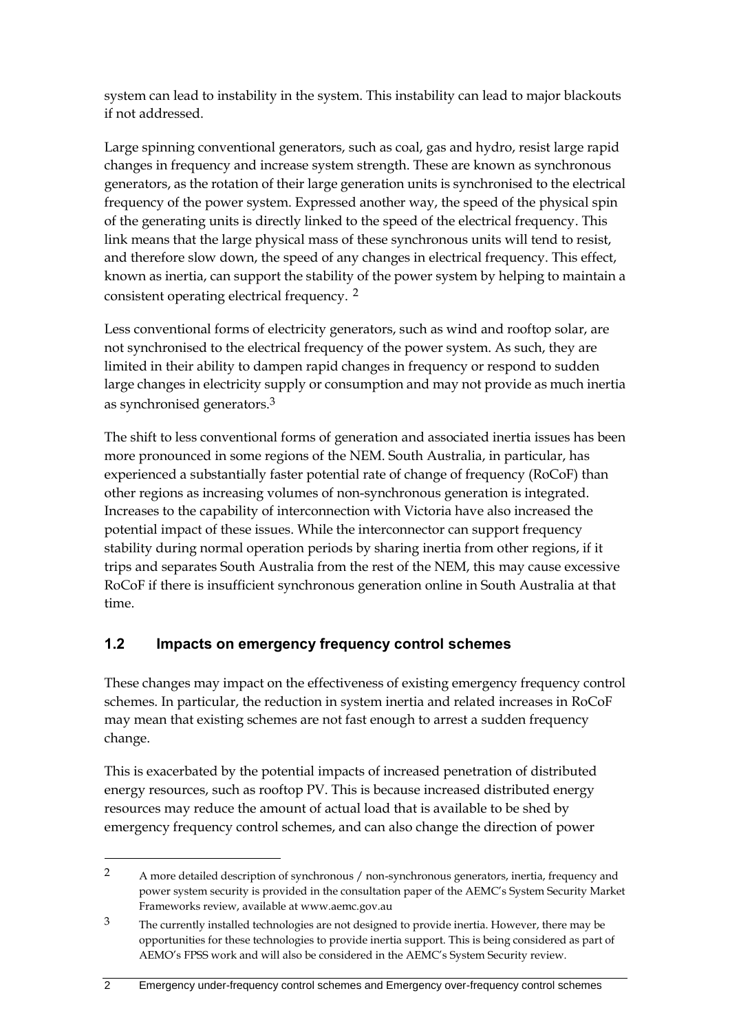system can lead to instability in the system. This instability can lead to major blackouts if not addressed.

Large spinning conventional generators, such as coal, gas and hydro, resist large rapid changes in frequency and increase system strength. These are known as synchronous generators, as the rotation of their large generation units is synchronised to the electrical frequency of the power system. Expressed another way, the speed of the physical spin of the generating units is directly linked to the speed of the electrical frequency. This link means that the large physical mass of these synchronous units will tend to resist, and therefore slow down, the speed of any changes in electrical frequency. This effect, known as inertia, can support the stability of the power system by helping to maintain a consistent operating electrical frequency. [2]

Less conventional forms of electricity generators, such as wind and rooftop solar, are not synchronised to the electrical frequency of the power system. As such, they are limited in their ability to dampen rapid changes in frequency or respond to sudden large changes in electricity supply or consumption and may not provide as much inertia as synchronised generators.[3]

The shift to less conventional forms of generation and associated inertia issues has been more pronounced in some regions of the NEM. South Australia, in particular, has experienced a substantially faster potential rate of change of frequency (RoCoF) than other regions as increasing volumes of non-synchronous generation is integrated. Increases to the capability of interconnection with Victoria have also increased the potential impact of these issues. While the interconnector can support frequency stability during normal operation periods by sharing inertia from other regions, if it trips and separates South Australia from the rest of the NEM, this may cause excessive RoCoF if there is insufficient synchronous generation online in South Australia at that time.

## 1.2 Impacts on emergency frequency control schemes

These changes may impact on the effectiveness of existing emergency frequency control schemes. In particular, the reduction in system inertia and related increases in RoCoF may mean that existing schemes are not fast enough to arrest a sudden frequency change.

This is exacerbated by the potential impacts of increased penetration of distributed energy resources, such as rooftop PV. This is because increased distributed energy resources may reduce the amount of actual load that is available to be shed by emergency frequency control schemes, and can also change the direction of power

---

[2] A more detailed description of synchronous / non-synchronous generators, inertia, frequency and power system security is provided in the consultation paper of the AEMC's System Security Market Frameworks review, available at www.aemc.gov.au

[3] The currently installed technologies are not designed to provide inertia. However, there may be opportunities for these technologies to provide inertia support. This is being considered as part of AEMO's FPSS work and will also be considered in the AEMC's System Security review.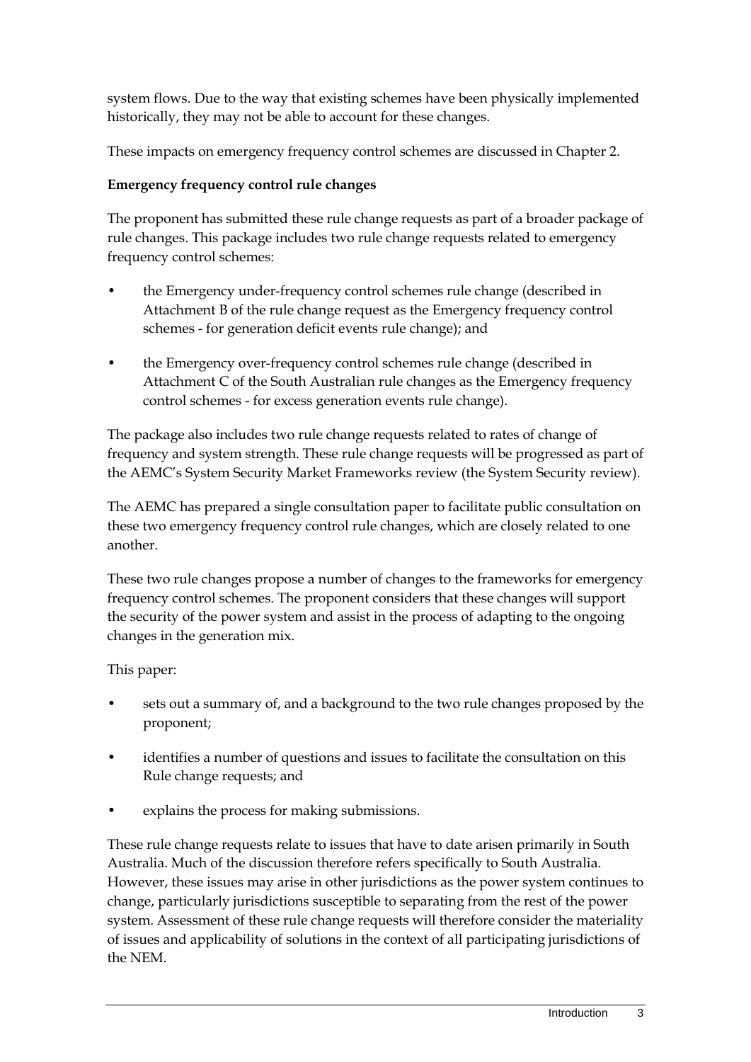system flows. Due to the way that existing schemes have been physically implemented historically, they may not be able to account for these changes.

These impacts on emergency frequency control schemes are discussed in Chapter 2.

**Emergency frequency control rule changes**

The proponent has submitted these rule change requests as part of a broader package of rule changes. This package includes two rule change requests related to emergency frequency control schemes:

- the Emergency under-frequency control schemes rule change (described in Attachment B of the rule change request as the Emergency frequency control schemes - for generation deficit events rule change); and
- the Emergency over-frequency control schemes rule change (described in Attachment C of the South Australian rule changes as the Emergency frequency control schemes - for excess generation events rule change).

The package also includes two rule change requests related to rates of change of frequency and system strength. These rule change requests will be progressed as part of the AEMC's System Security Market Frameworks review (the System Security review).

The AEMC has prepared a single consultation paper to facilitate public consultation on these two emergency frequency control rule changes, which are closely related to one another.

These two rule changes propose a number of changes to the frameworks for emergency frequency control schemes. The proponent considers that these changes will support the security of the power system and assist in the process of adapting to the ongoing changes in the generation mix.

This paper:

- sets out a summary of, and a background to the two rule changes proposed by the proponent;
- identifies a number of questions and issues to facilitate the consultation on this Rule change requests; and
- explains the process for making submissions.

These rule change requests relate to issues that have to date arisen primarily in South Australia. Much of the discussion therefore refers specifically to South Australia. However, these issues may arise in other jurisdictions as the power system continues to change, particularly jurisdictions susceptible to separating from the rest of the power system. Assessment of these rule change requests will therefore consider the materiality of issues and applicability of solutions in the context of all participating jurisdictions of the NEM.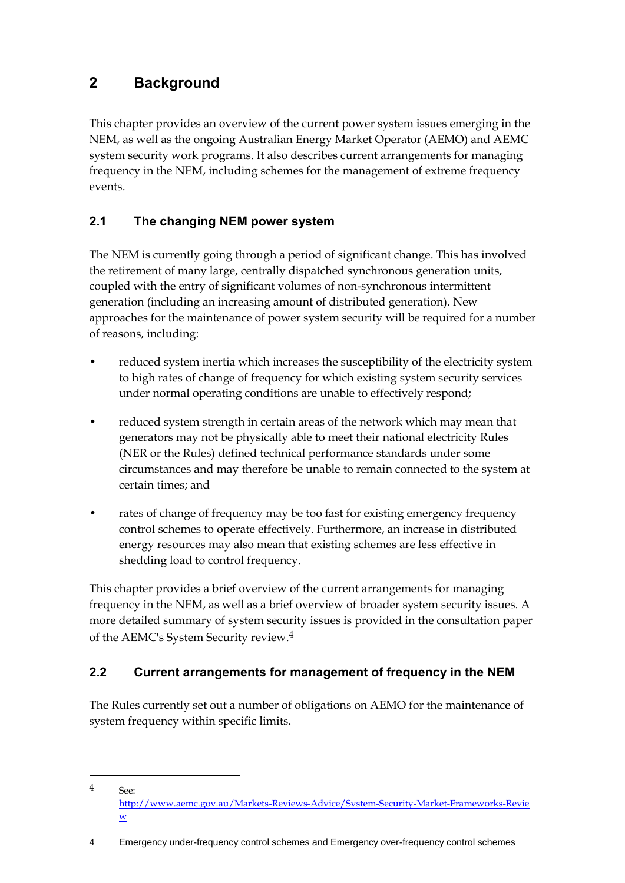# 2 Background

This chapter provides an overview of the current power system issues emerging in the NEM, as well as the ongoing Australian Energy Market Operator (AEMO) and AEMC system security work programs. It also describes current arrangements for managing frequency in the NEM, including schemes for the management of extreme frequency events.

## 2.1 The changing NEM power system

The NEM is currently going through a period of significant change. This has involved the retirement of many large, centrally dispatched synchronous generation units, coupled with the entry of significant volumes of non-synchronous intermittent generation (including an increasing amount of distributed generation). New approaches for the maintenance of power system security will be required for a number of reasons, including:

- reduced system inertia which increases the susceptibility of the electricity system to high rates of change of frequency for which existing system security services under normal operating conditions are unable to effectively respond;
- reduced system strength in certain areas of the network which may mean that generators may not be physically able to meet their national electricity Rules (NER or the Rules) defined technical performance standards under some circumstances and may therefore be unable to remain connected to the system at certain times; and
- rates of change of frequency may be too fast for existing emergency frequency control schemes to operate effectively. Furthermore, an increase in distributed energy resources may also mean that existing schemes are less effective in shedding load to control frequency.

This chapter provides a brief overview of the current arrangements for managing frequency in the NEM, as well as a brief overview of broader system security issues. A more detailed summary of system security issues is provided in the consultation paper of the AEMC's System Security review.[4]

## 2.2 Current arrangements for management of frequency in the NEM

The Rules currently set out a number of obligations on AEMO for the maintenance of system frequency within specific limits.

---

4 See: http://www.aemc.gov.au/Markets-Reviews-Advice/System-Security-Market-Frameworks-Review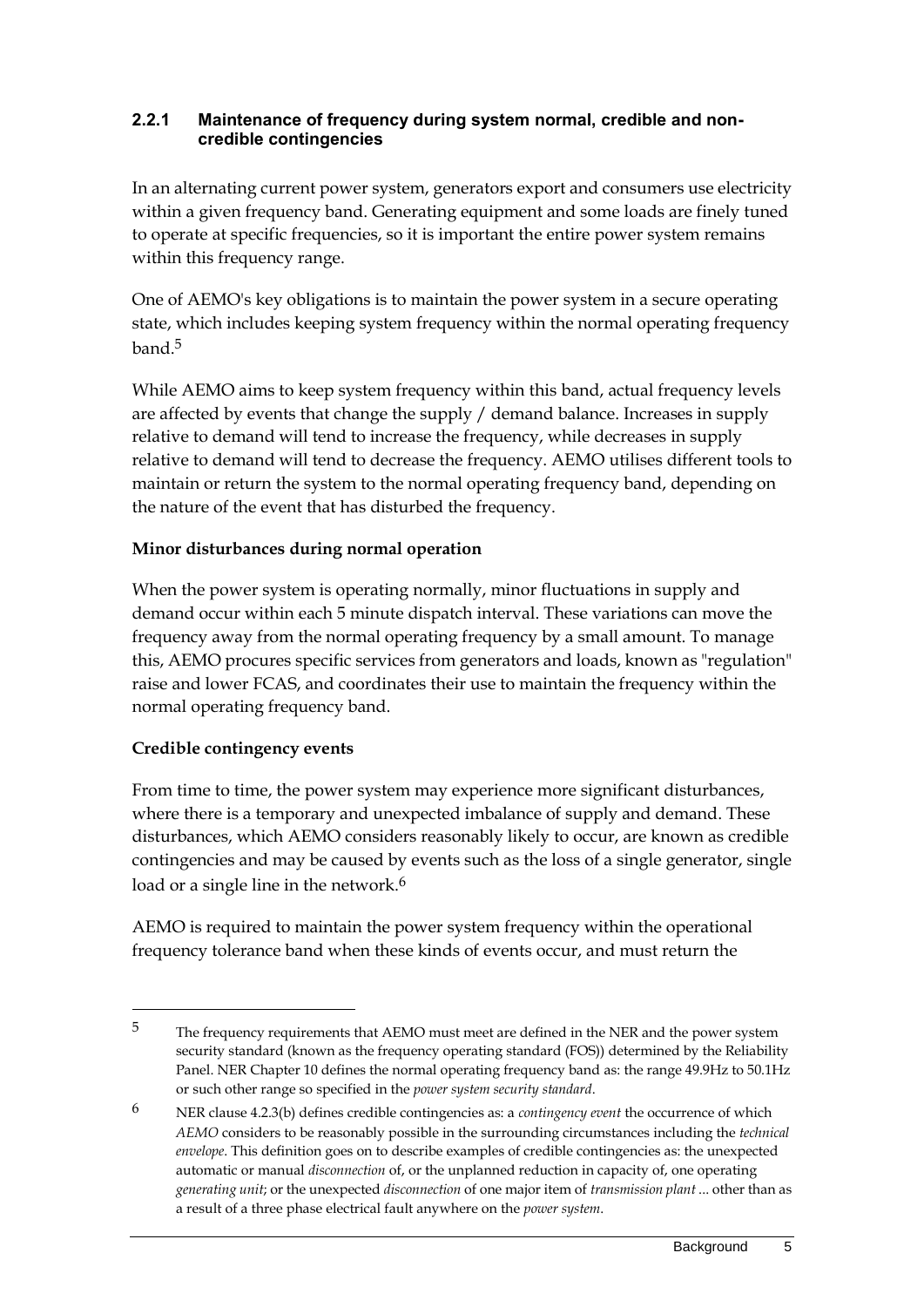### 2.2.1 Maintenance of frequency during system normal, credible and non-credible contingencies

In an alternating current power system, generators export and consumers use electricity within a given frequency band. Generating equipment and some loads are finely tuned to operate at specific frequencies, so it is important the entire power system remains within this frequency range.

One of AEMO's key obligations is to maintain the power system in a secure operating state, which includes keeping system frequency within the normal operating frequency band.[5]

While AEMO aims to keep system frequency within this band, actual frequency levels are affected by events that change the supply / demand balance. Increases in supply relative to demand will tend to increase the frequency, while decreases in supply relative to demand will tend to decrease the frequency. AEMO utilises different tools to maintain or return the system to the normal operating frequency band, depending on the nature of the event that has disturbed the frequency.

**Minor disturbances during normal operation**

When the power system is operating normally, minor fluctuations in supply and demand occur within each 5 minute dispatch interval. These variations can move the frequency away from the normal operating frequency by a small amount. To manage this, AEMO procures specific services from generators and loads, known as "regulation" raise and lower FCAS, and coordinates their use to maintain the frequency within the normal operating frequency band.

**Credible contingency events**

From time to time, the power system may experience more significant disturbances, where there is a temporary and unexpected imbalance of supply and demand. These disturbances, which AEMO considers reasonably likely to occur, are known as credible contingencies and may be caused by events such as the loss of a single generator, single load or a single line in the network.[6]

AEMO is required to maintain the power system frequency within the operational frequency tolerance band when these kinds of events occur, and must return the

---

[5] The frequency requirements that AEMO must meet are defined in the NER and the power system security standard (known as the frequency operating standard (FOS)) determined by the Reliability Panel. NER Chapter 10 defines the normal operating frequency band as: the range 49.9Hz to 50.1Hz or such other range so specified in the *power system security standard*.

[6] NER clause 4.2.3(b) defines credible contingencies as: a *contingency event* the occurrence of which *AEMO* considers to be reasonably possible in the surrounding circumstances including the *technical envelope*. This definition goes on to describe examples of credible contingencies as: the unexpected automatic or manual *disconnection* of, or the unplanned reduction in capacity of, one operating *generating unit*; or the unexpected *disconnection* of one major item of *transmission plant* ... other than as a result of a three phase electrical fault anywhere on the *power system*.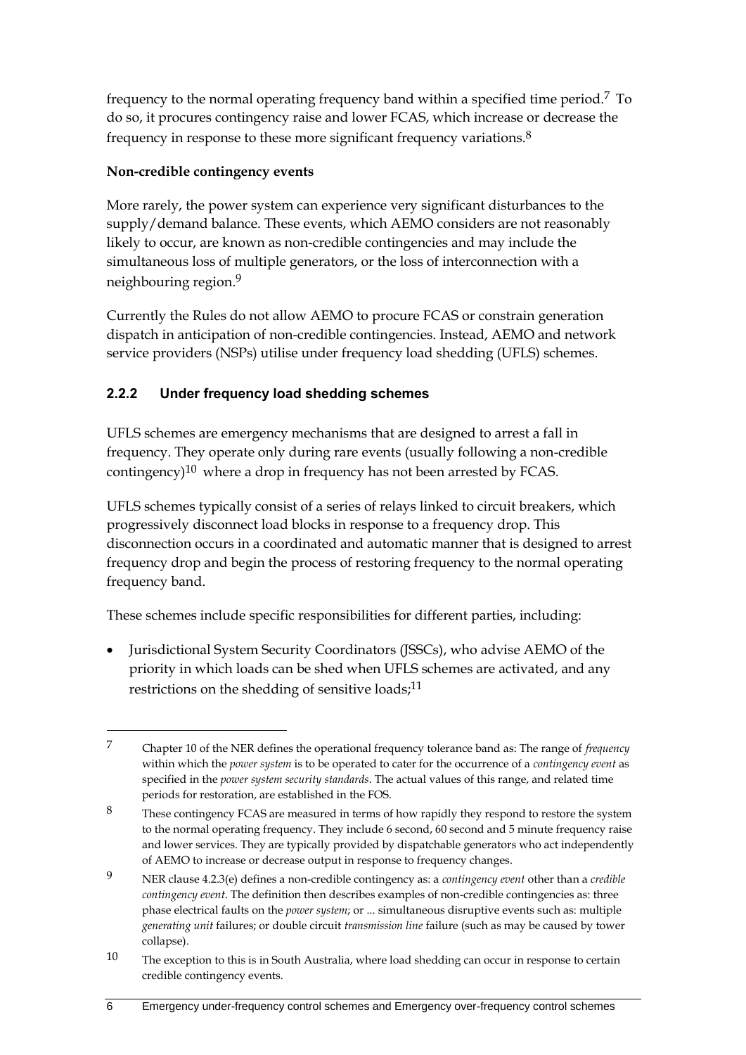frequency to the normal operating frequency band within a specified time period.[7] To do so, it procures contingency raise and lower FCAS, which increase or decrease the frequency in response to these more significant frequency variations.[8]

**Non-credible contingency events**

More rarely, the power system can experience very significant disturbances to the supply/demand balance. These events, which AEMO considers are not reasonably likely to occur, are known as non-credible contingencies and may include the simultaneous loss of multiple generators, or the loss of interconnection with a neighbouring region.[9]

Currently the Rules do not allow AEMO to procure FCAS or constrain generation dispatch in anticipation of non-credible contingencies. Instead, AEMO and network service providers (NSPs) utilise under frequency load shedding (UFLS) schemes.

### 2.2.2 Under frequency load shedding schemes

UFLS schemes are emergency mechanisms that are designed to arrest a fall in frequency. They operate only during rare events (usually following a non-credible contingency)[10] where a drop in frequency has not been arrested by FCAS.

UFLS schemes typically consist of a series of relays linked to circuit breakers, which progressively disconnect load blocks in response to a frequency drop. This disconnection occurs in a coordinated and automatic manner that is designed to arrest frequency drop and begin the process of restoring frequency to the normal operating frequency band.

These schemes include specific responsibilities for different parties, including:

- Jurisdictional System Security Coordinators (JSSCs), who advise AEMO of the priority in which loads can be shed when UFLS schemes are activated, and any restrictions on the shedding of sensitive loads;[11]

---

7 Chapter 10 of the NER defines the operational frequency tolerance band as: The range of *frequency* within which the *power system* is to be operated to cater for the occurrence of a *contingency event* as specified in the *power system security standards*. The actual values of this range, and related time periods for restoration, are established in the FOS.

8 These contingency FCAS are measured in terms of how rapidly they respond to restore the system to the normal operating frequency. They include 6 second, 60 second and 5 minute frequency raise and lower services. They are typically provided by dispatchable generators who act independently of AEMO to increase or decrease output in response to frequency changes.

9 NER clause 4.2.3(e) defines a non-credible contingency as: a *contingency event* other than a *credible contingency event*. The definition then describes examples of non-credible contingencies as: three phase electrical faults on the *power system*; or ... simultaneous disruptive events such as: multiple *generating unit* failures; or double circuit *transmission line* failure (such as may be caused by tower collapse).

10 The exception to this is in South Australia, where load shedding can occur in response to certain credible contingency events.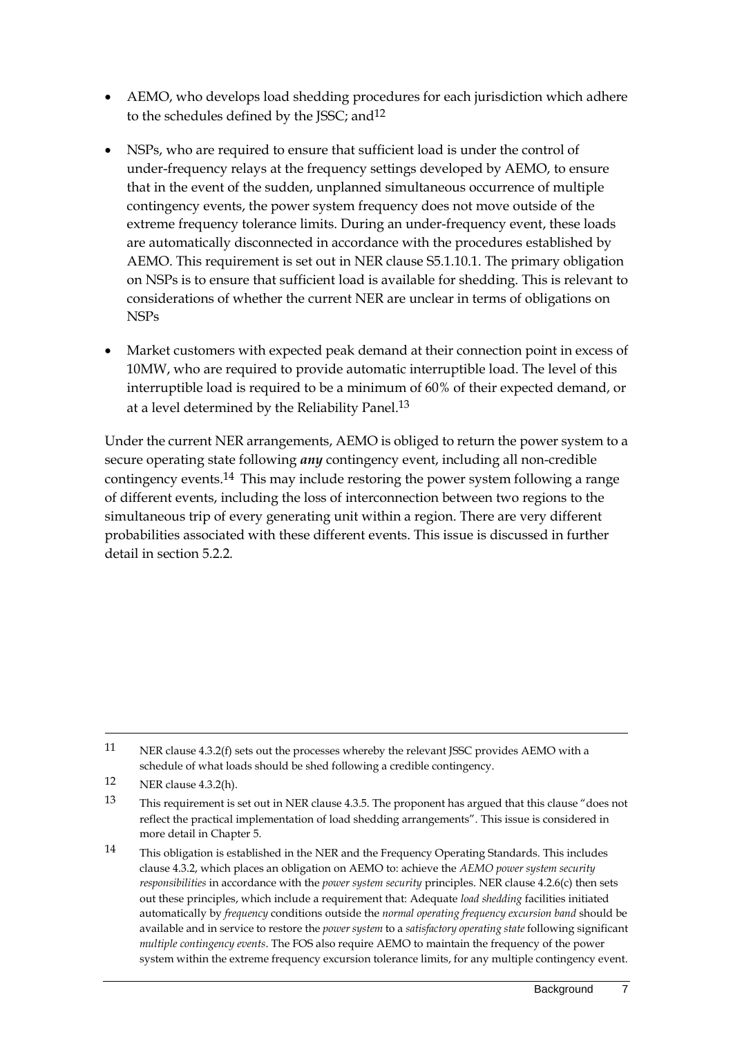- AEMO, who develops load shedding procedures for each jurisdiction which adhere to the schedules defined by the JSSC; and[12]

- NSPs, who are required to ensure that sufficient load is under the control of under-frequency relays at the frequency settings developed by AEMO, to ensure that in the event of the sudden, unplanned simultaneous occurrence of multiple contingency events, the power system frequency does not move outside of the extreme frequency tolerance limits. During an under-frequency event, these loads are automatically disconnected in accordance with the procedures established by AEMO. This requirement is set out in NER clause S5.1.10.1. The primary obligation on NSPs is to ensure that sufficient load is available for shedding. This is relevant to considerations of whether the current NER are unclear in terms of obligations on NSPs

- Market customers with expected peak demand at their connection point in excess of 10MW, who are required to provide automatic interruptible load. The level of this interruptible load is required to be a minimum of 60% of their expected demand, or at a level determined by the Reliability Panel.[13]

Under the current NER arrangements, AEMO is obliged to return the power system to a secure operating state following ***any*** contingency event, including all non-credible contingency events.[14] This may include restoring the power system following a range of different events, including the loss of interconnection between two regions to the simultaneous trip of every generating unit within a region. There are very different probabilities associated with these different events. This issue is discussed in further detail in section 5.2.2.

---

11 NER clause 4.3.2(f) sets out the processes whereby the relevant JSSC provides AEMO with a schedule of what loads should be shed following a credible contingency.

12 NER clause 4.3.2(h).

13 This requirement is set out in NER clause 4.3.5. The proponent has argued that this clause "does not reflect the practical implementation of load shedding arrangements". This issue is considered in more detail in Chapter 5.

14 This obligation is established in the NER and the Frequency Operating Standards. This includes clause 4.3.2, which places an obligation on AEMO to: achieve the *AEMO power system security responsibilities* in accordance with the *power system security* principles. NER clause 4.2.6(c) then sets out these principles, which include a requirement that: Adequate *load shedding* facilities initiated automatically by *frequency* conditions outside the *normal operating frequency excursion band* should be available and in service to restore the *power system* to a *satisfactory operating state* following significant *multiple contingency events*. The FOS also require AEMO to maintain the frequency of the power system within the extreme frequency excursion tolerance limits, for any multiple contingency event.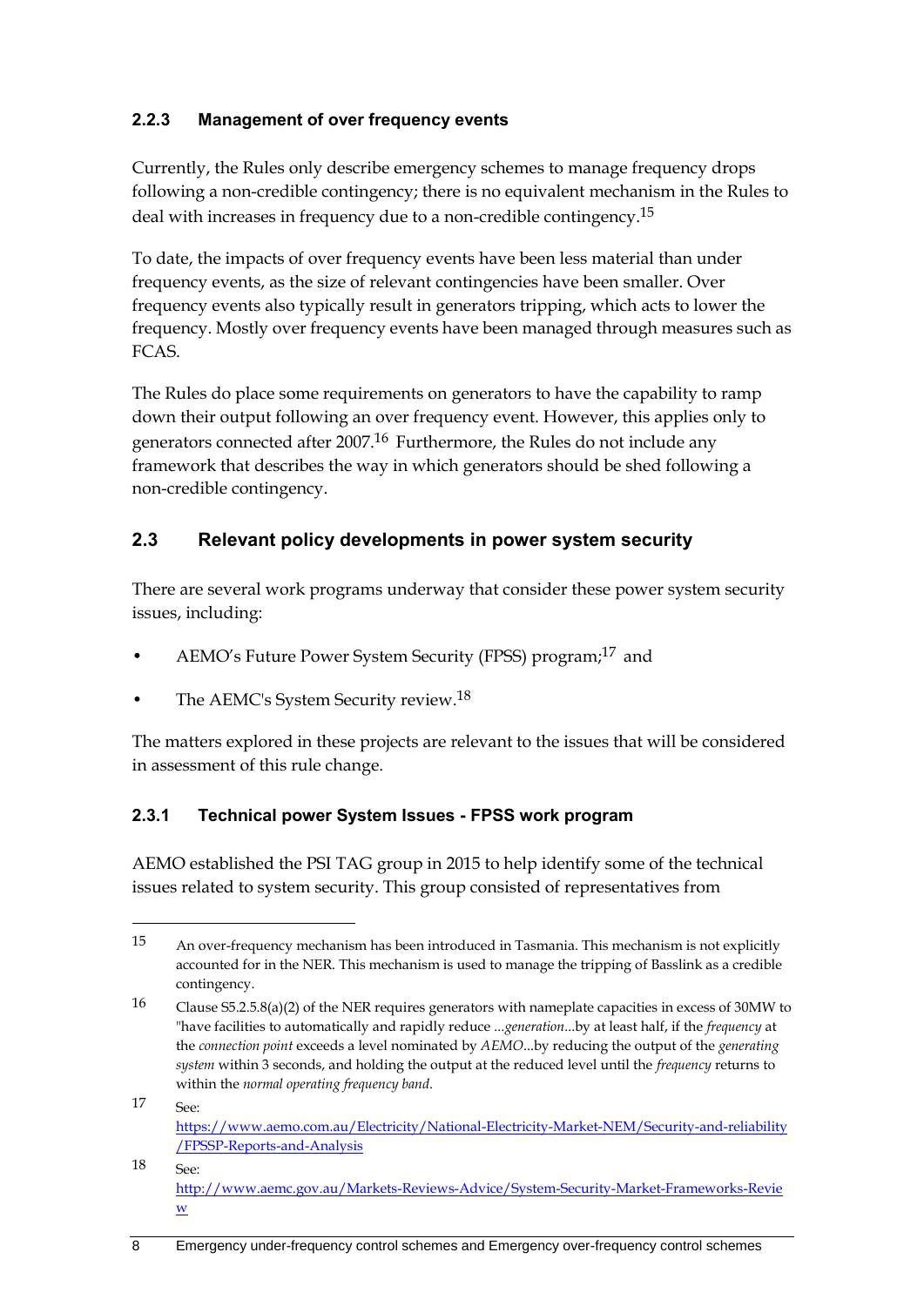### 2.2.3 Management of over frequency events

Currently, the Rules only describe emergency schemes to manage frequency drops following a non-credible contingency; there is no equivalent mechanism in the Rules to deal with increases in frequency due to a non-credible contingency.[15]

To date, the impacts of over frequency events have been less material than under frequency events, as the size of relevant contingencies have been smaller. Over frequency events also typically result in generators tripping, which acts to lower the frequency. Mostly over frequency events have been managed through measures such as FCAS.

The Rules do place some requirements on generators to have the capability to ramp down their output following an over frequency event. However, this applies only to generators connected after 2007.[16] Furthermore, the Rules do not include any framework that describes the way in which generators should be shed following a non-credible contingency.

## 2.3 Relevant policy developments in power system security

There are several work programs underway that consider these power system security issues, including:

- AEMO's Future Power System Security (FPSS) program;[17] and
- The AEMC's System Security review.[18]

The matters explored in these projects are relevant to the issues that will be considered in assessment of this rule change.

### 2.3.1 Technical power System Issues - FPSS work program

AEMO established the PSI TAG group in 2015 to help identify some of the technical issues related to system security. This group consisted of representatives from

---

15 An over-frequency mechanism has been introduced in Tasmania. This mechanism is not explicitly accounted for in the NER. This mechanism is used to manage the tripping of Basslink as a credible contingency.

16 Clause S5.2.5.8(a)(2) of the NER requires generators with nameplate capacities in excess of 30MW to "have facilities to automatically and rapidly reduce ...*generation*...by at least half, if the *frequency* at the *connection point* exceeds a level nominated by *AEMO*...by reducing the output of the *generating system* within 3 seconds, and holding the output at the reduced level until the *frequency* returns to within the *normal operating frequency band*.

17 See: https://www.aemo.com.au/Electricity/National-Electricity-Market-NEM/Security-and-reliability/FPSSP-Reports-and-Analysis

18 See: http://www.aemc.gov.au/Markets-Reviews-Advice/System-Security-Market-Frameworks-Review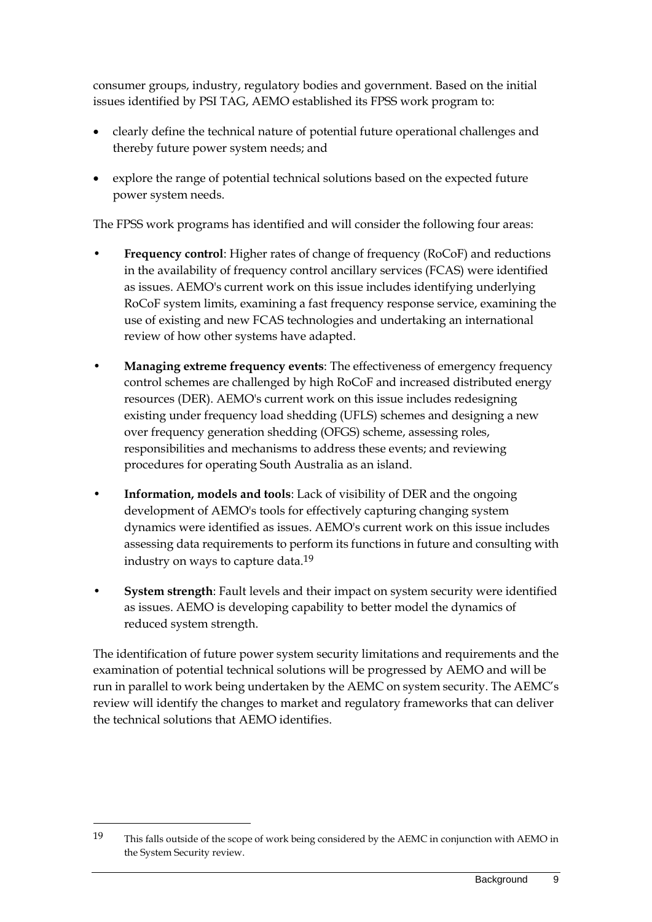consumer groups, industry, regulatory bodies and government. Based on the initial issues identified by PSI TAG, AEMO established its FPSS work program to:

- clearly define the technical nature of potential future operational challenges and thereby future power system needs; and
- explore the range of potential technical solutions based on the expected future power system needs.

The FPSS work programs has identified and will consider the following four areas:

- **Frequency control**: Higher rates of change of frequency (RoCoF) and reductions in the availability of frequency control ancillary services (FCAS) were identified as issues. AEMO's current work on this issue includes identifying underlying RoCoF system limits, examining a fast frequency response service, examining the use of existing and new FCAS technologies and undertaking an international review of how other systems have adapted.
- **Managing extreme frequency events**: The effectiveness of emergency frequency control schemes are challenged by high RoCoF and increased distributed energy resources (DER). AEMO's current work on this issue includes redesigning existing under frequency load shedding (UFLS) schemes and designing a new over frequency generation shedding (OFGS) scheme, assessing roles, responsibilities and mechanisms to address these events; and reviewing procedures for operating South Australia as an island.
- **Information, models and tools**: Lack of visibility of DER and the ongoing development of AEMO's tools for effectively capturing changing system dynamics were identified as issues. AEMO's current work on this issue includes assessing data requirements to perform its functions in future and consulting with industry on ways to capture data.[19]
- **System strength**: Fault levels and their impact on system security were identified as issues. AEMO is developing capability to better model the dynamics of reduced system strength.

The identification of future power system security limitations and requirements and the examination of potential technical solutions will be progressed by AEMO and will be run in parallel to work being undertaken by the AEMC on system security. The AEMC's review will identify the changes to market and regulatory frameworks that can deliver the technical solutions that AEMO identifies.

---

19 This falls outside of the scope of work being considered by the AEMC in conjunction with AEMO in the System Security review.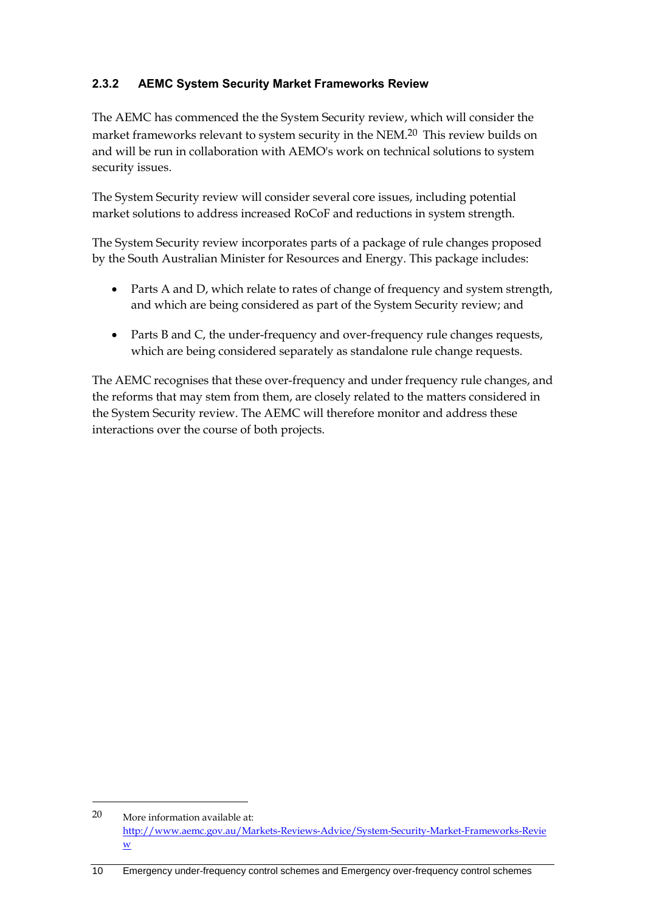### 2.3.2 AEMC System Security Market Frameworks Review

The AEMC has commenced the the System Security review, which will consider the market frameworks relevant to system security in the NEM.[20] This review builds on and will be run in collaboration with AEMO's work on technical solutions to system security issues.

The System Security review will consider several core issues, including potential market solutions to address increased RoCoF and reductions in system strength.

The System Security review incorporates parts of a package of rule changes proposed by the South Australian Minister for Resources and Energy. This package includes:

- Parts A and D, which relate to rates of change of frequency and system strength, and which are being considered as part of the System Security review; and
- Parts B and C, the under-frequency and over-frequency rule changes requests, which are being considered separately as standalone rule change requests.

The AEMC recognises that these over-frequency and under frequency rule changes, and the reforms that may stem from them, are closely related to the matters considered in the System Security review. The AEMC will therefore monitor and address these interactions over the course of both projects.

---

[20] More information available at: http://www.aemc.gov.au/Markets-Reviews-Advice/System-Security-Market-Frameworks-Review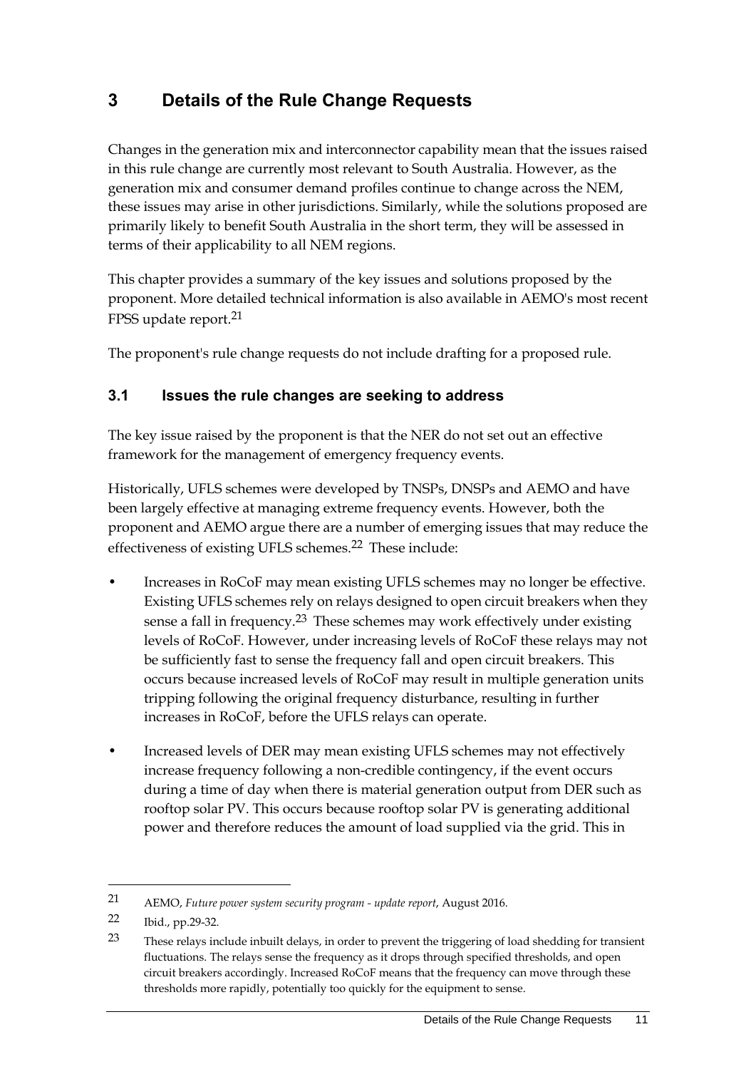# 3 Details of the Rule Change Requests

Changes in the generation mix and interconnector capability mean that the issues raised in this rule change are currently most relevant to South Australia. However, as the generation mix and consumer demand profiles continue to change across the NEM, these issues may arise in other jurisdictions. Similarly, while the solutions proposed are primarily likely to benefit South Australia in the short term, they will be assessed in terms of their applicability to all NEM regions.

This chapter provides a summary of the key issues and solutions proposed by the proponent. More detailed technical information is also available in AEMO's most recent FPSS update report.[21]

The proponent's rule change requests do not include drafting for a proposed rule.

## 3.1 Issues the rule changes are seeking to address

The key issue raised by the proponent is that the NER do not set out an effective framework for the management of emergency frequency events.

Historically, UFLS schemes were developed by TNSPs, DNSPs and AEMO and have been largely effective at managing extreme frequency events. However, both the proponent and AEMO argue there are a number of emerging issues that may reduce the effectiveness of existing UFLS schemes.[22] These include:

- Increases in RoCoF may mean existing UFLS schemes may no longer be effective. Existing UFLS schemes rely on relays designed to open circuit breakers when they sense a fall in frequency.[23] These schemes may work effectively under existing levels of RoCoF. However, under increasing levels of RoCoF these relays may not be sufficiently fast to sense the frequency fall and open circuit breakers. This occurs because increased levels of RoCoF may result in multiple generation units tripping following the original frequency disturbance, resulting in further increases in RoCoF, before the UFLS relays can operate.
- Increased levels of DER may mean existing UFLS schemes may not effectively increase frequency following a non-credible contingency, if the event occurs during a time of day when there is material generation output from DER such as rooftop solar PV. This occurs because rooftop solar PV is generating additional power and therefore reduces the amount of load supplied via the grid. This in

---

21 AEMO, *Future power system security program - update report*, August 2016.

22 Ibid., pp.29-32.

23 These relays include inbuilt delays, in order to prevent the triggering of load shedding for transient fluctuations. The relays sense the frequency as it drops through specified thresholds, and open circuit breakers accordingly. Increased RoCoF means that the frequency can move through these thresholds more rapidly, potentially too quickly for the equipment to sense.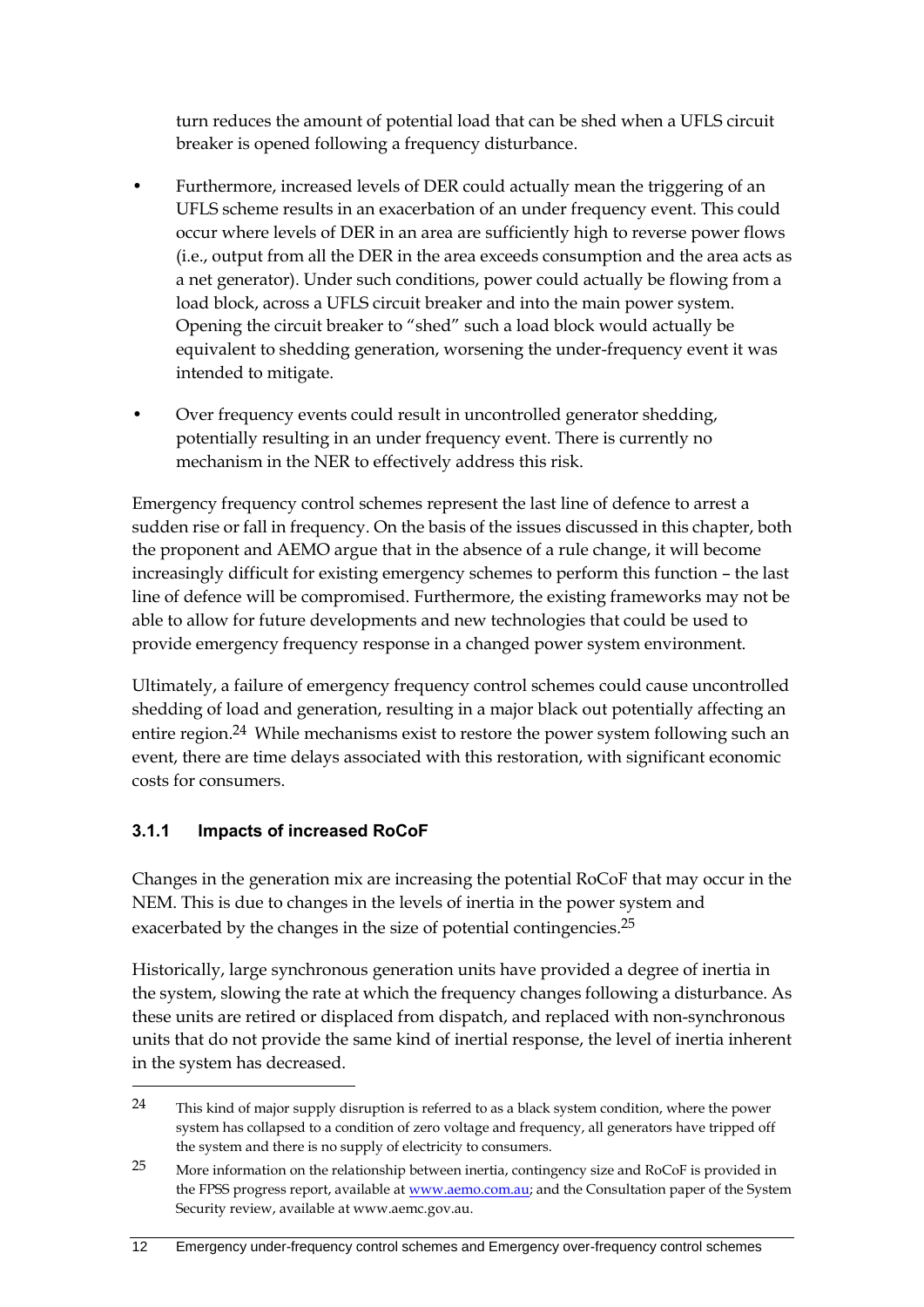turn reduces the amount of potential load that can be shed when a UFLS circuit breaker is opened following a frequency disturbance.

- Furthermore, increased levels of DER could actually mean the triggering of an UFLS scheme results in an exacerbation of an under frequency event. This could occur where levels of DER in an area are sufficiently high to reverse power flows (i.e., output from all the DER in the area exceeds consumption and the area acts as a net generator). Under such conditions, power could actually be flowing from a load block, across a UFLS circuit breaker and into the main power system. Opening the circuit breaker to "shed" such a load block would actually be equivalent to shedding generation, worsening the under-frequency event it was intended to mitigate.
- Over frequency events could result in uncontrolled generator shedding, potentially resulting in an under frequency event. There is currently no mechanism in the NER to effectively address this risk.

Emergency frequency control schemes represent the last line of defence to arrest a sudden rise or fall in frequency. On the basis of the issues discussed in this chapter, both the proponent and AEMO argue that in the absence of a rule change, it will become increasingly difficult for existing emergency schemes to perform this function – the last line of defence will be compromised. Furthermore, the existing frameworks may not be able to allow for future developments and new technologies that could be used to provide emergency frequency response in a changed power system environment.

Ultimately, a failure of emergency frequency control schemes could cause uncontrolled shedding of load and generation, resulting in a major black out potentially affecting an entire region.[24] While mechanisms exist to restore the power system following such an event, there are time delays associated with this restoration, with significant economic costs for consumers.

### 3.1.1 Impacts of increased RoCoF

Changes in the generation mix are increasing the potential RoCoF that may occur in the NEM. This is due to changes in the levels of inertia in the power system and exacerbated by the changes in the size of potential contingencies.[25]

Historically, large synchronous generation units have provided a degree of inertia in the system, slowing the rate at which the frequency changes following a disturbance. As these units are retired or displaced from dispatch, and replaced with non-synchronous units that do not provide the same kind of inertial response, the level of inertia inherent in the system has decreased.

---

[24] This kind of major supply disruption is referred to as a black system condition, where the power system has collapsed to a condition of zero voltage and frequency, all generators have tripped off the system and there is no supply of electricity to consumers.

[25] More information on the relationship between inertia, contingency size and RoCoF is provided in the FPSS progress report, available at www.aemo.com.au; and the Consultation paper of the System Security review, available at www.aemc.gov.au.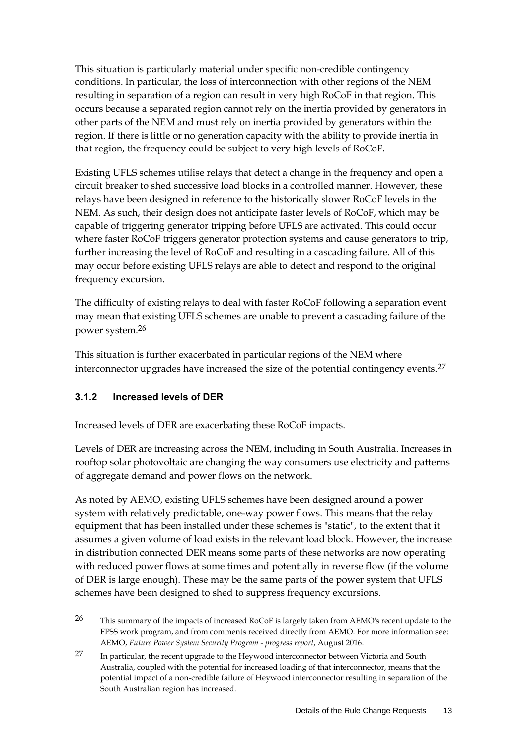This situation is particularly material under specific non-credible contingency conditions. In particular, the loss of interconnection with other regions of the NEM resulting in separation of a region can result in very high RoCoF in that region. This occurs because a separated region cannot rely on the inertia provided by generators in other parts of the NEM and must rely on inertia provided by generators within the region. If there is little or no generation capacity with the ability to provide inertia in that region, the frequency could be subject to very high levels of RoCoF.

Existing UFLS schemes utilise relays that detect a change in the frequency and open a circuit breaker to shed successive load blocks in a controlled manner. However, these relays have been designed in reference to the historically slower RoCoF levels in the NEM. As such, their design does not anticipate faster levels of RoCoF, which may be capable of triggering generator tripping before UFLS are activated. This could occur where faster RoCoF triggers generator protection systems and cause generators to trip, further increasing the level of RoCoF and resulting in a cascading failure. All of this may occur before existing UFLS relays are able to detect and respond to the original frequency excursion.

The difficulty of existing relays to deal with faster RoCoF following a separation event may mean that existing UFLS schemes are unable to prevent a cascading failure of the power system.[26]

This situation is further exacerbated in particular regions of the NEM where interconnector upgrades have increased the size of the potential contingency events.[27]

### 3.1.2 Increased levels of DER

Increased levels of DER are exacerbating these RoCoF impacts.

Levels of DER are increasing across the NEM, including in South Australia. Increases in rooftop solar photovoltaic are changing the way consumers use electricity and patterns of aggregate demand and power flows on the network.

As noted by AEMO, existing UFLS schemes have been designed around a power system with relatively predictable, one-way power flows. This means that the relay equipment that has been installed under these schemes is "static", to the extent that it assumes a given volume of load exists in the relevant load block. However, the increase in distribution connected DER means some parts of these networks are now operating with reduced power flows at some times and potentially in reverse flow (if the volume of DER is large enough). These may be the same parts of the power system that UFLS schemes have been designed to shed to suppress frequency excursions.

---

26 This summary of the impacts of increased RoCoF is largely taken from AEMO's recent update to the FPSS work program, and from comments received directly from AEMO. For more information see: AEMO, *Future Power System Security Program - progress report*, August 2016.

27 In particular, the recent upgrade to the Heywood interconnector between Victoria and South Australia, coupled with the potential for increased loading of that interconnector, means that the potential impact of a non-credible failure of Heywood interconnector resulting in separation of the South Australian region has increased.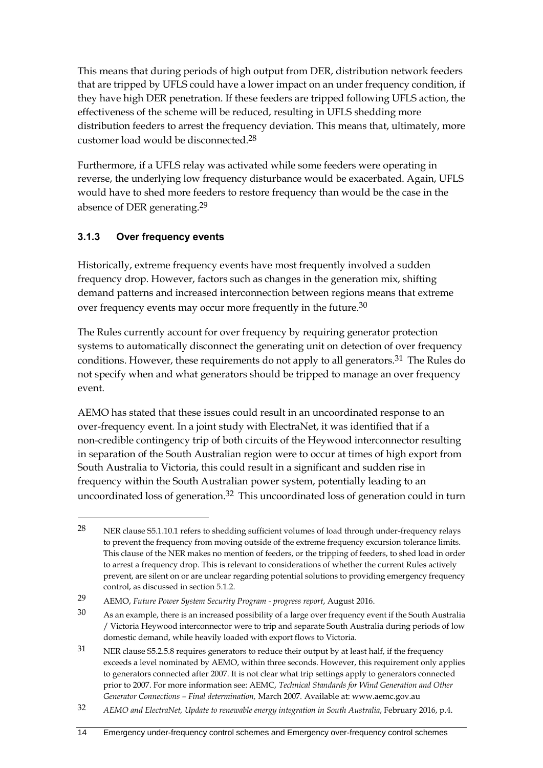This means that during periods of high output from DER, distribution network feeders that are tripped by UFLS could have a lower impact on an under frequency condition, if they have high DER penetration. If these feeders are tripped following UFLS action, the effectiveness of the scheme will be reduced, resulting in UFLS shedding more distribution feeders to arrest the frequency deviation. This means that, ultimately, more customer load would be disconnected.[28]

Furthermore, if a UFLS relay was activated while some feeders were operating in reverse, the underlying low frequency disturbance would be exacerbated. Again, UFLS would have to shed more feeders to restore frequency than would be the case in the absence of DER generating.[29]

### 3.1.3 Over frequency events

Historically, extreme frequency events have most frequently involved a sudden frequency drop. However, factors such as changes in the generation mix, shifting demand patterns and increased interconnection between regions means that extreme over frequency events may occur more frequently in the future.[30]

The Rules currently account for over frequency by requiring generator protection systems to automatically disconnect the generating unit on detection of over frequency conditions. However, these requirements do not apply to all generators.[31] The Rules do not specify when and what generators should be tripped to manage an over frequency event.

AEMO has stated that these issues could result in an uncoordinated response to an over-frequency event. In a joint study with ElectraNet, it was identified that if a non-credible contingency trip of both circuits of the Heywood interconnector resulting in separation of the South Australian region were to occur at times of high export from South Australia to Victoria, this could result in a significant and sudden rise in frequency within the South Australian power system, potentially leading to an uncoordinated loss of generation.[32] This uncoordinated loss of generation could in turn

---

28 NER clause S5.1.10.1 refers to shedding sufficient volumes of load through under-frequency relays to prevent the frequency from moving outside of the extreme frequency excursion tolerance limits. This clause of the NER makes no mention of feeders, or the tripping of feeders, to shed load in order to arrest a frequency drop. This is relevant to considerations of whether the current Rules actively prevent, are silent on or are unclear regarding potential solutions to providing emergency frequency control, as discussed in section 5.1.2.

29 AEMO, *Future Power System Security Program - progress report*, August 2016.

30 As an example, there is an increased possibility of a large over frequency event if the South Australia / Victoria Heywood interconnector were to trip and separate South Australia during periods of low domestic demand, while heavily loaded with export flows to Victoria.

31 NER clause S5.2.5.8 requires generators to reduce their output by at least half, if the frequency exceeds a level nominated by AEMO, within three seconds. However, this requirement only applies to generators connected after 2007. It is not clear what trip settings apply to generators connected prior to 2007. For more information see: AEMC, *Technical Standards for Wind Generation and Other Generator Connections – Final determination,* March 2007. Available at: www.aemc.gov.au

32 *AEMO and ElectraNet, Update to renewable energy integration in South Australia*, February 2016, p.4.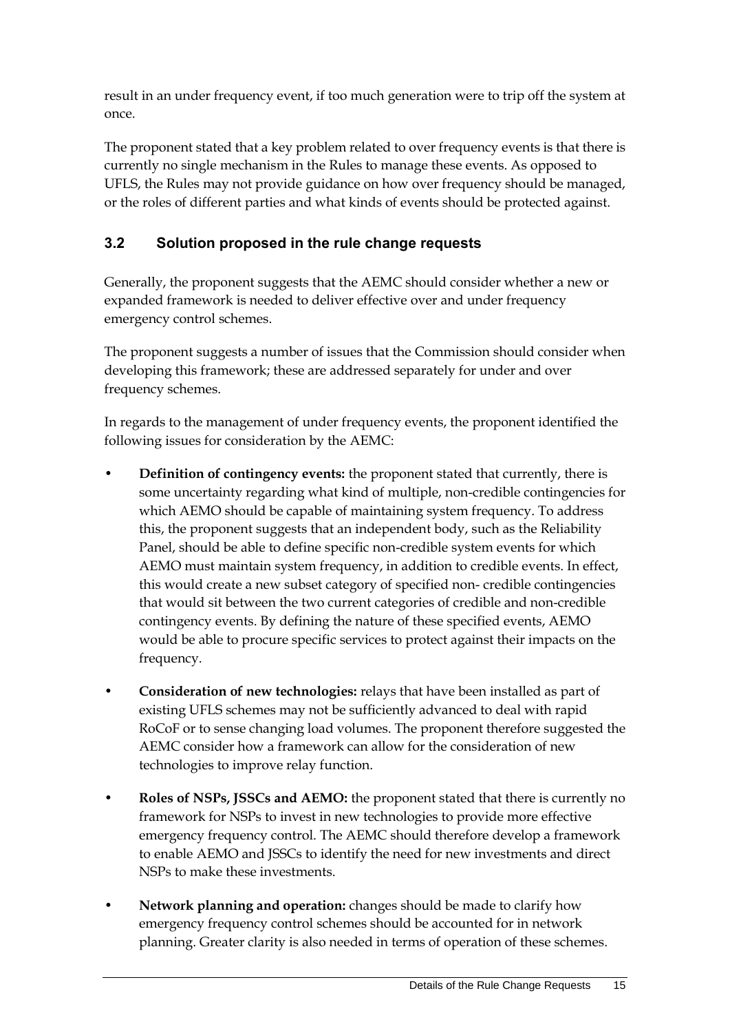result in an under frequency event, if too much generation were to trip off the system at once.

The proponent stated that a key problem related to over frequency events is that there is currently no single mechanism in the Rules to manage these events. As opposed to UFLS, the Rules may not provide guidance on how over frequency should be managed, or the roles of different parties and what kinds of events should be protected against.

### 3.2 Solution proposed in the rule change requests

Generally, the proponent suggests that the AEMC should consider whether a new or expanded framework is needed to deliver effective over and under frequency emergency control schemes.

The proponent suggests a number of issues that the Commission should consider when developing this framework; these are addressed separately for under and over frequency schemes.

In regards to the management of under frequency events, the proponent identified the following issues for consideration by the AEMC:

- **Definition of contingency events:** the proponent stated that currently, there is some uncertainty regarding what kind of multiple, non-credible contingencies for which AEMO should be capable of maintaining system frequency. To address this, the proponent suggests that an independent body, such as the Reliability Panel, should be able to define specific non-credible system events for which AEMO must maintain system frequency, in addition to credible events. In effect, this would create a new subset category of specified non- credible contingencies that would sit between the two current categories of credible and non-credible contingency events. By defining the nature of these specified events, AEMO would be able to procure specific services to protect against their impacts on the frequency.
- **Consideration of new technologies:** relays that have been installed as part of existing UFLS schemes may not be sufficiently advanced to deal with rapid RoCoF or to sense changing load volumes. The proponent therefore suggested the AEMC consider how a framework can allow for the consideration of new technologies to improve relay function.
- **Roles of NSPs, JSSCs and AEMO:** the proponent stated that there is currently no framework for NSPs to invest in new technologies to provide more effective emergency frequency control. The AEMC should therefore develop a framework to enable AEMO and JSSCs to identify the need for new investments and direct NSPs to make these investments.
- **Network planning and operation:** changes should be made to clarify how emergency frequency control schemes should be accounted for in network planning. Greater clarity is also needed in terms of operation of these schemes.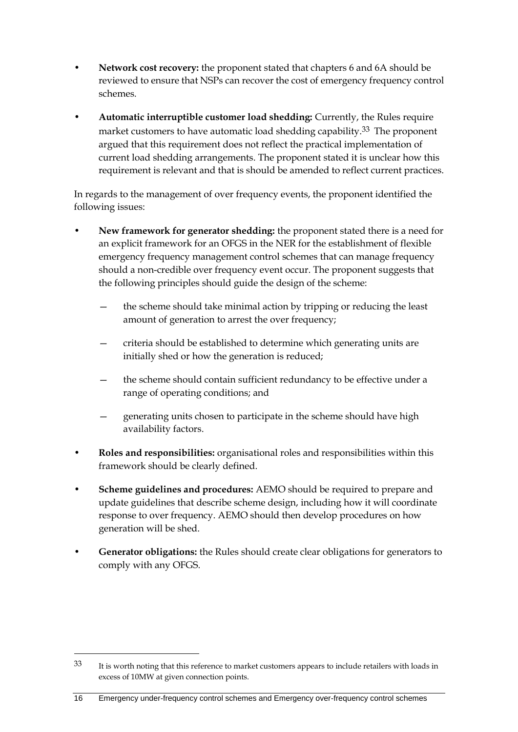- **Network cost recovery:** the proponent stated that chapters 6 and 6A should be reviewed to ensure that NSPs can recover the cost of emergency frequency control schemes.
- **Automatic interruptible customer load shedding:** Currently, the Rules require market customers to have automatic load shedding capability.[33] The proponent argued that this requirement does not reflect the practical implementation of current load shedding arrangements. The proponent stated it is unclear how this requirement is relevant and that is should be amended to reflect current practices.

In regards to the management of over frequency events, the proponent identified the following issues:

- **New framework for generator shedding:** the proponent stated there is a need for an explicit framework for an OFGS in the NER for the establishment of flexible emergency frequency management control schemes that can manage frequency should a non-credible over frequency event occur. The proponent suggests that the following principles should guide the design of the scheme:
    - the scheme should take minimal action by tripping or reducing the least amount of generation to arrest the over frequency;
    - criteria should be established to determine which generating units are initially shed or how the generation is reduced;
    - the scheme should contain sufficient redundancy to be effective under a range of operating conditions; and
    - generating units chosen to participate in the scheme should have high availability factors.
- **Roles and responsibilities:** organisational roles and responsibilities within this framework should be clearly defined.
- **Scheme guidelines and procedures:** AEMO should be required to prepare and update guidelines that describe scheme design, including how it will coordinate response to over frequency. AEMO should then develop procedures on how generation will be shed.
- **Generator obligations:** the Rules should create clear obligations for generators to comply with any OFGS.

---

[33] It is worth noting that this reference to market customers appears to include retailers with loads in excess of 10MW at given connection points.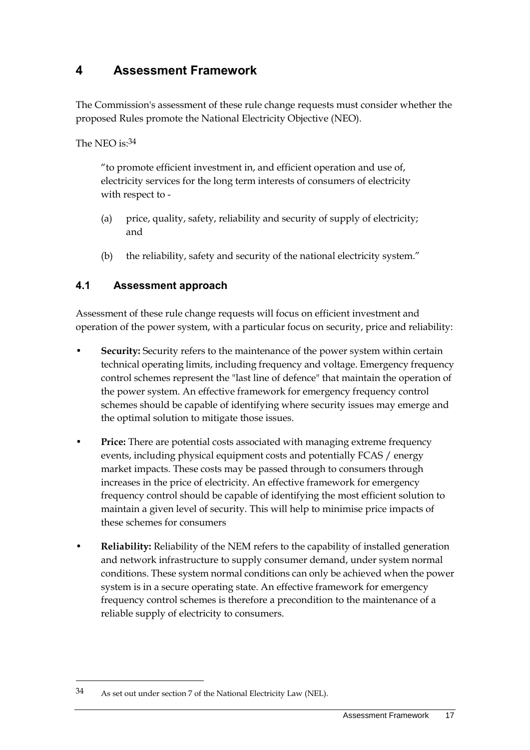# 4 Assessment Framework

The Commission's assessment of these rule change requests must consider whether the proposed Rules promote the National Electricity Objective (NEO).

The NEO is:[34]

> "to promote efficient investment in, and efficient operation and use of, electricity services for the long term interests of consumers of electricity with respect to -
>
> (a) price, quality, safety, reliability and security of supply of electricity; and
>
> (b) the reliability, safety and security of the national electricity system."

## 4.1 Assessment approach

Assessment of these rule change requests will focus on efficient investment and operation of the power system, with a particular focus on security, price and reliability:

- **Security:** Security refers to the maintenance of the power system within certain technical operating limits, including frequency and voltage. Emergency frequency control schemes represent the "last line of defence" that maintain the operation of the power system. An effective framework for emergency frequency control schemes should be capable of identifying where security issues may emerge and the optimal solution to mitigate those issues.
- **Price:** There are potential costs associated with managing extreme frequency events, including physical equipment costs and potentially FCAS / energy market impacts. These costs may be passed through to consumers through increases in the price of electricity. An effective framework for emergency frequency control should be capable of identifying the most efficient solution to maintain a given level of security. This will help to minimise price impacts of these schemes for consumers
- **Reliability:** Reliability of the NEM refers to the capability of installed generation and network infrastructure to supply consumer demand, under system normal conditions. These system normal conditions can only be achieved when the power system is in a secure operating state. An effective framework for emergency frequency control schemes is therefore a precondition to the maintenance of a reliable supply of electricity to consumers.

---

34 As set out under section 7 of the National Electricity Law (NEL).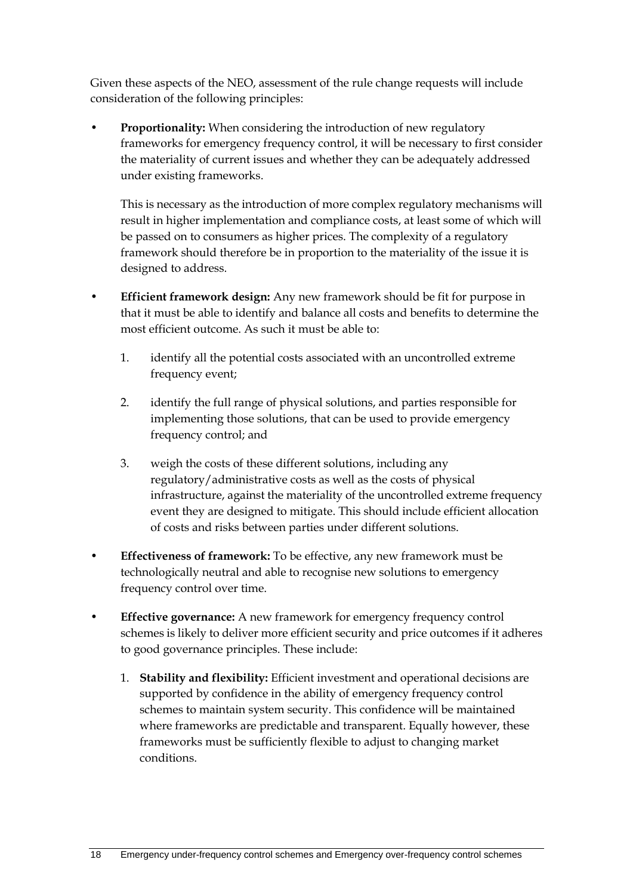Given these aspects of the NEO, assessment of the rule change requests will include consideration of the following principles:

- **Proportionality:** When considering the introduction of new regulatory frameworks for emergency frequency control, it will be necessary to first consider the materiality of current issues and whether they can be adequately addressed under existing frameworks.

  This is necessary as the introduction of more complex regulatory mechanisms will result in higher implementation and compliance costs, at least some of which will be passed on to consumers as higher prices. The complexity of a regulatory framework should therefore be in proportion to the materiality of the issue it is designed to address.

- **Efficient framework design:** Any new framework should be fit for purpose in that it must be able to identify and balance all costs and benefits to determine the most efficient outcome. As such it must be able to:

  1. identify all the potential costs associated with an uncontrolled extreme frequency event;
  2. identify the full range of physical solutions, and parties responsible for implementing those solutions, that can be used to provide emergency frequency control; and
  3. weigh the costs of these different solutions, including any regulatory/administrative costs as well as the costs of physical infrastructure, against the materiality of the uncontrolled extreme frequency event they are designed to mitigate. This should include efficient allocation of costs and risks between parties under different solutions.

- **Effectiveness of framework:** To be effective, any new framework must be technologically neutral and able to recognise new solutions to emergency frequency control over time.

- **Effective governance:** A new framework for emergency frequency control schemes is likely to deliver more efficient security and price outcomes if it adheres to good governance principles. These include:

  1. **Stability and flexibility:** Efficient investment and operational decisions are supported by confidence in the ability of emergency frequency control schemes to maintain system security. This confidence will be maintained where frameworks are predictable and transparent. Equally however, these frameworks must be sufficiently flexible to adjust to changing market conditions.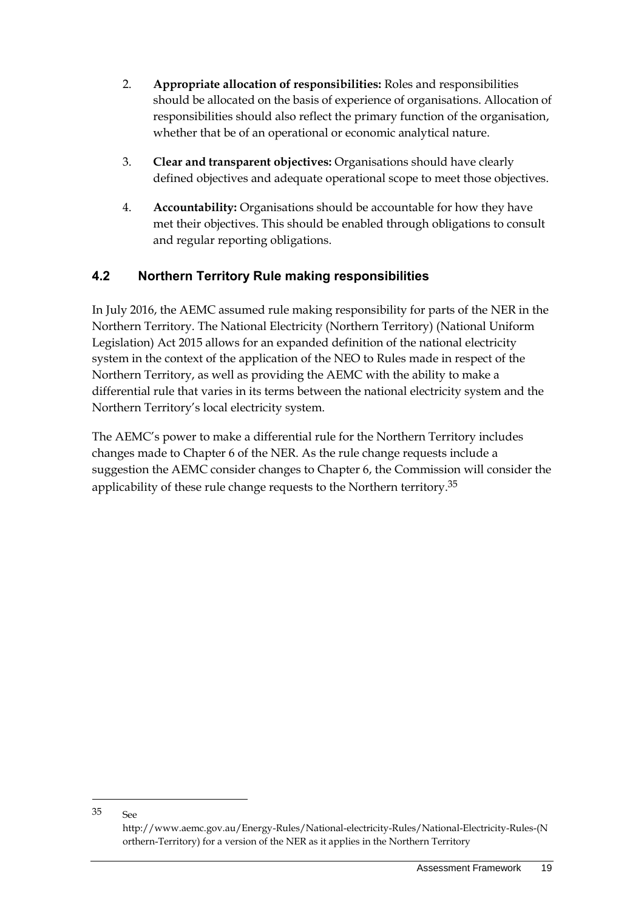2. **Appropriate allocation of responsibilities:** Roles and responsibilities should be allocated on the basis of experience of organisations. Allocation of responsibilities should also reflect the primary function of the organisation, whether that be of an operational or economic analytical nature.

3. **Clear and transparent objectives:** Organisations should have clearly defined objectives and adequate operational scope to meet those objectives.

4. **Accountability:** Organisations should be accountable for how they have met their objectives. This should be enabled through obligations to consult and regular reporting obligations.

## 4.2 Northern Territory Rule making responsibilities

In July 2016, the AEMC assumed rule making responsibility for parts of the NER in the Northern Territory. The National Electricity (Northern Territory) (National Uniform Legislation) Act 2015 allows for an expanded definition of the national electricity system in the context of the application of the NEO to Rules made in respect of the Northern Territory, as well as providing the AEMC with the ability to make a differential rule that varies in its terms between the national electricity system and the Northern Territory's local electricity system.

The AEMC's power to make a differential rule for the Northern Territory includes changes made to Chapter 6 of the NER. As the rule change requests include a suggestion the AEMC consider changes to Chapter 6, the Commission will consider the applicability of these rule change requests to the Northern territory.[35]

---

35 See http://www.aemc.gov.au/Energy-Rules/National-electricity-Rules/National-Electricity-Rules-(Northern-Territory) for a version of the NER as it applies in the Northern Territory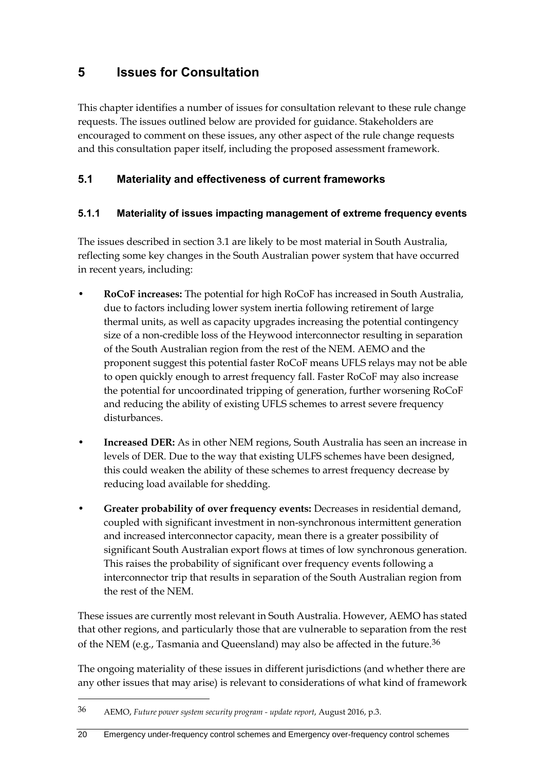# 5 Issues for Consultation

This chapter identifies a number of issues for consultation relevant to these rule change requests. The issues outlined below are provided for guidance. Stakeholders are encouraged to comment on these issues, any other aspect of the rule change requests and this consultation paper itself, including the proposed assessment framework.

## 5.1 Materiality and effectiveness of current frameworks

### 5.1.1 Materiality of issues impacting management of extreme frequency events

The issues described in section 3.1 are likely to be most material in South Australia, reflecting some key changes in the South Australian power system that have occurred in recent years, including:

- **RoCoF increases:** The potential for high RoCoF has increased in South Australia, due to factors including lower system inertia following retirement of large thermal units, as well as capacity upgrades increasing the potential contingency size of a non-credible loss of the Heywood interconnector resulting in separation of the South Australian region from the rest of the NEM. AEMO and the proponent suggest this potential faster RoCoF means UFLS relays may not be able to open quickly enough to arrest frequency fall. Faster RoCoF may also increase the potential for uncoordinated tripping of generation, further worsening RoCoF and reducing the ability of existing UFLS schemes to arrest severe frequency disturbances.
- **Increased DER:** As in other NEM regions, South Australia has seen an increase in levels of DER. Due to the way that existing ULFS schemes have been designed, this could weaken the ability of these schemes to arrest frequency decrease by reducing load available for shedding.
- **Greater probability of over frequency events:** Decreases in residential demand, coupled with significant investment in non-synchronous intermittent generation and increased interconnector capacity, mean there is a greater possibility of significant South Australian export flows at times of low synchronous generation. This raises the probability of significant over frequency events following a interconnector trip that results in separation of the South Australian region from the rest of the NEM.

These issues are currently most relevant in South Australia. However, AEMO has stated that other regions, and particularly those that are vulnerable to separation from the rest of the NEM (e.g., Tasmania and Queensland) may also be affected in the future.[36]

The ongoing materiality of these issues in different jurisdictions (and whether there are any other issues that may arise) is relevant to considerations of what kind of framework

---

[36] AEMO, *Future power system security program - update report*, August 2016, p.3.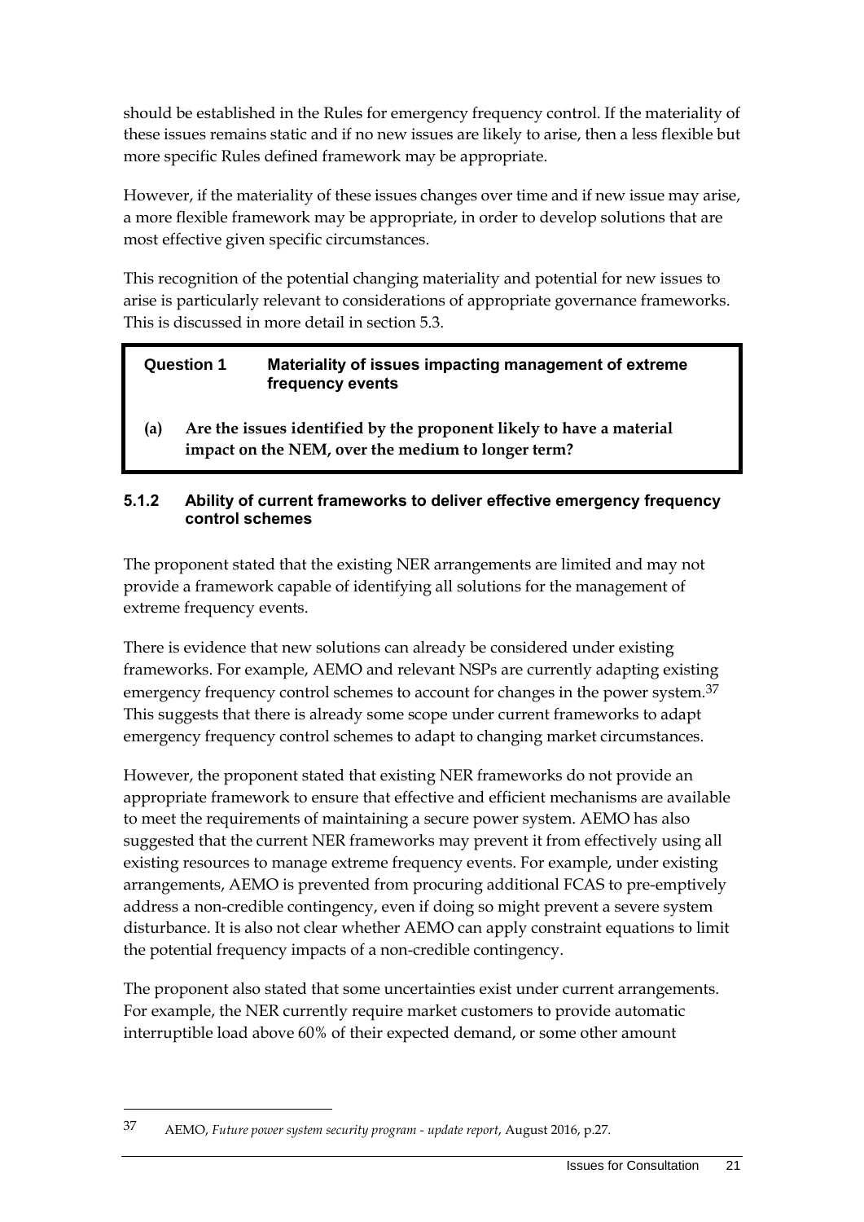should be established in the Rules for emergency frequency control. If the materiality of these issues remains static and if no new issues are likely to arise, then a less flexible but more specific Rules defined framework may be appropriate.

However, if the materiality of these issues changes over time and if new issue may arise, a more flexible framework may be appropriate, in order to develop solutions that are most effective given specific circumstances.

This recognition of the potential changing materiality and potential for new issues to arise is particularly relevant to considerations of appropriate governance frameworks. This is discussed in more detail in section 5.3.

> **Question 1 Materiality of issues impacting management of extreme frequency events**
>
> **(a) Are the issues identified by the proponent likely to have a material impact on the NEM, over the medium to longer term?**

### 5.1.2 Ability of current frameworks to deliver effective emergency frequency control schemes

The proponent stated that the existing NER arrangements are limited and may not provide a framework capable of identifying all solutions for the management of extreme frequency events.

There is evidence that new solutions can already be considered under existing frameworks. For example, AEMO and relevant NSPs are currently adapting existing emergency frequency control schemes to account for changes in the power system.[37] This suggests that there is already some scope under current frameworks to adapt emergency frequency control schemes to adapt to changing market circumstances.

However, the proponent stated that existing NER frameworks do not provide an appropriate framework to ensure that effective and efficient mechanisms are available to meet the requirements of maintaining a secure power system. AEMO has also suggested that the current NER frameworks may prevent it from effectively using all existing resources to manage extreme frequency events. For example, under existing arrangements, AEMO is prevented from procuring additional FCAS to pre-emptively address a non-credible contingency, even if doing so might prevent a severe system disturbance. It is also not clear whether AEMO can apply constraint equations to limit the potential frequency impacts of a non-credible contingency.

The proponent also stated that some uncertainties exist under current arrangements. For example, the NER currently require market customers to provide automatic interruptible load above 60% of their expected demand, or some other amount

---

37 AEMO, *Future power system security program - update report*, August 2016, p.27.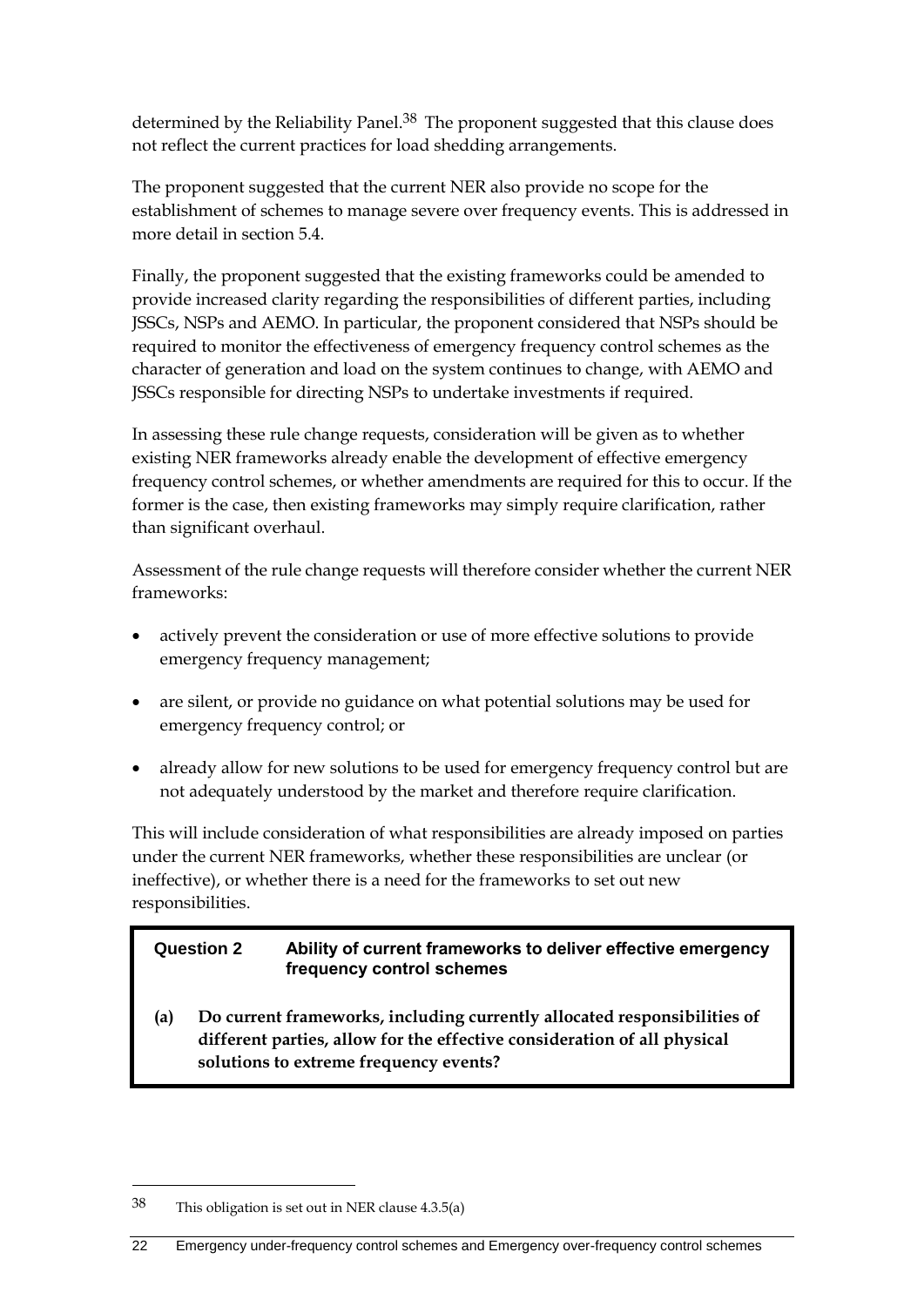determined by the Reliability Panel.[38] The proponent suggested that this clause does not reflect the current practices for load shedding arrangements.

The proponent suggested that the current NER also provide no scope for the establishment of schemes to manage severe over frequency events. This is addressed in more detail in section 5.4.

Finally, the proponent suggested that the existing frameworks could be amended to provide increased clarity regarding the responsibilities of different parties, including JSSCs, NSPs and AEMO. In particular, the proponent considered that NSPs should be required to monitor the effectiveness of emergency frequency control schemes as the character of generation and load on the system continues to change, with AEMO and JSSCs responsible for directing NSPs to undertake investments if required.

In assessing these rule change requests, consideration will be given as to whether existing NER frameworks already enable the development of effective emergency frequency control schemes, or whether amendments are required for this to occur. If the former is the case, then existing frameworks may simply require clarification, rather than significant overhaul.

Assessment of the rule change requests will therefore consider whether the current NER frameworks:

- actively prevent the consideration or use of more effective solutions to provide emergency frequency management;
- are silent, or provide no guidance on what potential solutions may be used for emergency frequency control; or
- already allow for new solutions to be used for emergency frequency control but are not adequately understood by the market and therefore require clarification.

This will include consideration of what responsibilities are already imposed on parties under the current NER frameworks, whether these responsibilities are unclear (or ineffective), or whether there is a need for the frameworks to set out new responsibilities.

**Question 2 Ability of current frameworks to deliver effective emergency frequency control schemes**

**(a) Do current frameworks, including currently allocated responsibilities of different parties, allow for the effective consideration of all physical solutions to extreme frequency events?**

---

[38] This obligation is set out in NER clause 4.3.5(a)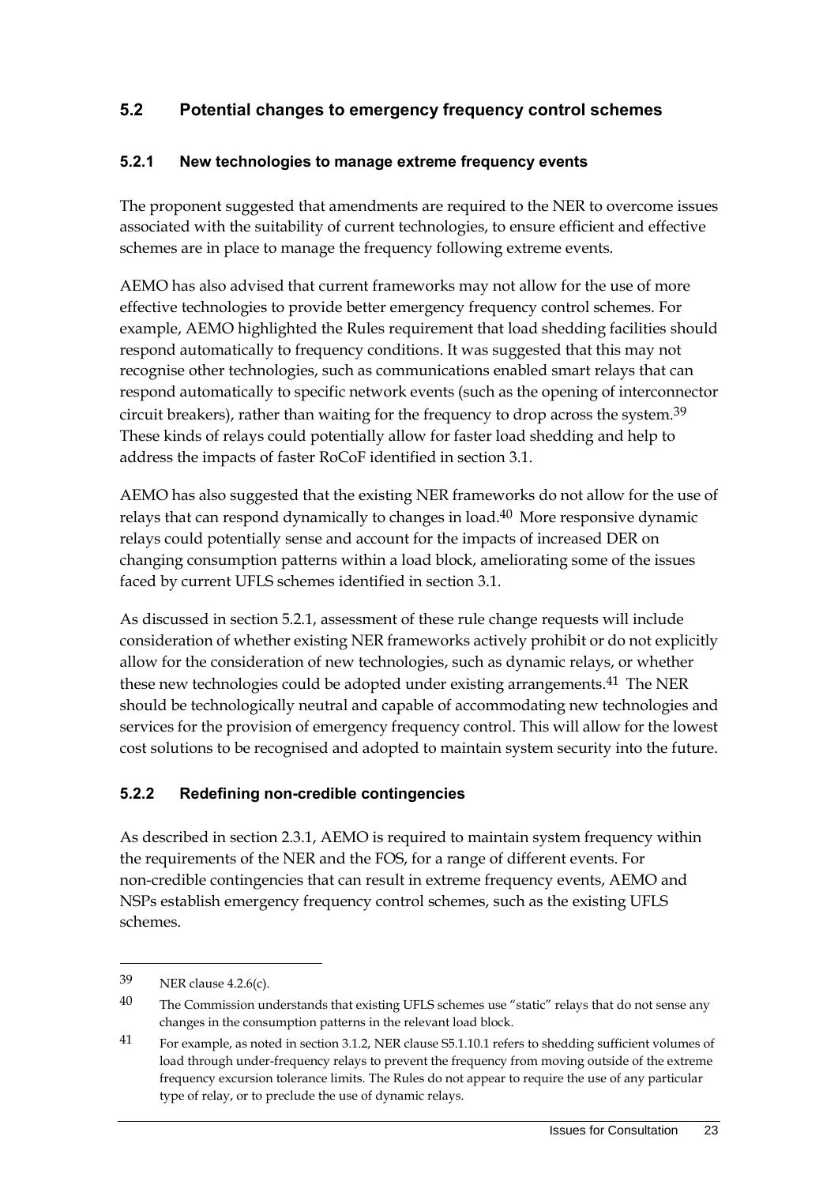## 5.2 Potential changes to emergency frequency control schemes

### 5.2.1 New technologies to manage extreme frequency events

The proponent suggested that amendments are required to the NER to overcome issues associated with the suitability of current technologies, to ensure efficient and effective schemes are in place to manage the frequency following extreme events.

AEMO has also advised that current frameworks may not allow for the use of more effective technologies to provide better emergency frequency control schemes. For example, AEMO highlighted the Rules requirement that load shedding facilities should respond automatically to frequency conditions. It was suggested that this may not recognise other technologies, such as communications enabled smart relays that can respond automatically to specific network events (such as the opening of interconnector circuit breakers), rather than waiting for the frequency to drop across the system.[39] These kinds of relays could potentially allow for faster load shedding and help to address the impacts of faster RoCoF identified in section 3.1.

AEMO has also suggested that the existing NER frameworks do not allow for the use of relays that can respond dynamically to changes in load.[40] More responsive dynamic relays could potentially sense and account for the impacts of increased DER on changing consumption patterns within a load block, ameliorating some of the issues faced by current UFLS schemes identified in section 3.1.

As discussed in section 5.2.1, assessment of these rule change requests will include consideration of whether existing NER frameworks actively prohibit or do not explicitly allow for the consideration of new technologies, such as dynamic relays, or whether these new technologies could be adopted under existing arrangements.[41] The NER should be technologically neutral and capable of accommodating new technologies and services for the provision of emergency frequency control. This will allow for the lowest cost solutions to be recognised and adopted to maintain system security into the future.

### 5.2.2 Redefining non-credible contingencies

As described in section 2.3.1, AEMO is required to maintain system frequency within the requirements of the NER and the FOS, for a range of different events. For non-credible contingencies that can result in extreme frequency events, AEMO and NSPs establish emergency frequency control schemes, such as the existing UFLS schemes.

---

39 NER clause 4.2.6(c).

40 The Commission understands that existing UFLS schemes use "static" relays that do not sense any changes in the consumption patterns in the relevant load block.

41 For example, as noted in section 3.1.2, NER clause S5.1.10.1 refers to shedding sufficient volumes of load through under-frequency relays to prevent the frequency from moving outside of the extreme frequency excursion tolerance limits. The Rules do not appear to require the use of any particular type of relay, or to preclude the use of dynamic relays.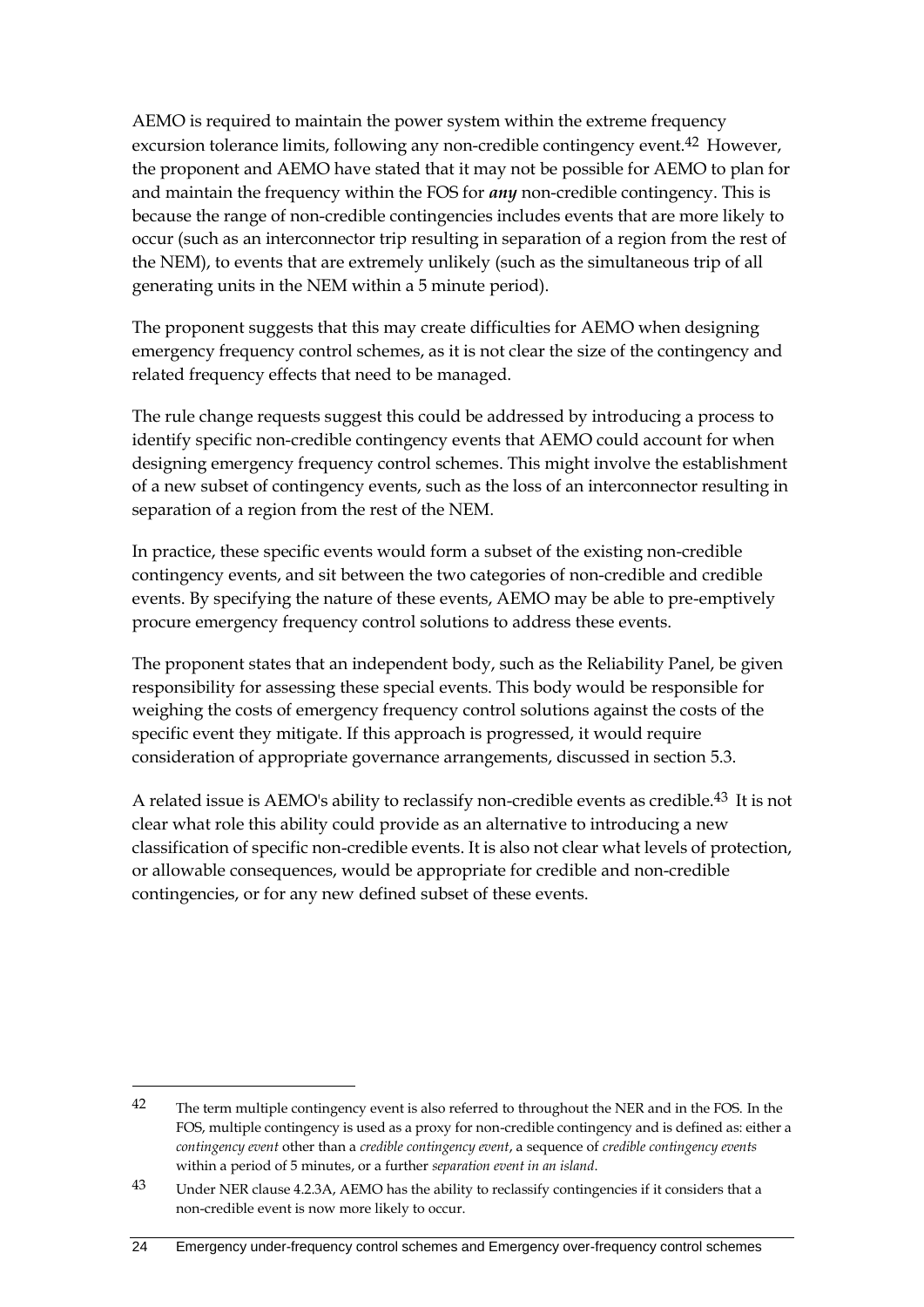AEMO is required to maintain the power system within the extreme frequency excursion tolerance limits, following any non-credible contingency event.[42] However, the proponent and AEMO have stated that it may not be possible for AEMO to plan for and maintain the frequency within the FOS for ***any*** non-credible contingency. This is because the range of non-credible contingencies includes events that are more likely to occur (such as an interconnector trip resulting in separation of a region from the rest of the NEM), to events that are extremely unlikely (such as the simultaneous trip of all generating units in the NEM within a 5 minute period).

The proponent suggests that this may create difficulties for AEMO when designing emergency frequency control schemes, as it is not clear the size of the contingency and related frequency effects that need to be managed.

The rule change requests suggest this could be addressed by introducing a process to identify specific non-credible contingency events that AEMO could account for when designing emergency frequency control schemes. This might involve the establishment of a new subset of contingency events, such as the loss of an interconnector resulting in separation of a region from the rest of the NEM.

In practice, these specific events would form a subset of the existing non-credible contingency events, and sit between the two categories of non-credible and credible events. By specifying the nature of these events, AEMO may be able to pre-emptively procure emergency frequency control solutions to address these events.

The proponent states that an independent body, such as the Reliability Panel, be given responsibility for assessing these special events. This body would be responsible for weighing the costs of emergency frequency control solutions against the costs of the specific event they mitigate. If this approach is progressed, it would require consideration of appropriate governance arrangements, discussed in section 5.3.

A related issue is AEMO's ability to reclassify non-credible events as credible.[43] It is not clear what role this ability could provide as an alternative to introducing a new classification of specific non-credible events. It is also not clear what levels of protection, or allowable consequences, would be appropriate for credible and non-credible contingencies, or for any new defined subset of these events.

---

[42] The term multiple contingency event is also referred to throughout the NER and in the FOS. In the FOS, multiple contingency is used as a proxy for non-credible contingency and is defined as: either a *contingency event* other than a *credible contingency event*, a sequence of *credible contingency events* within a period of 5 minutes, or a further *separation event in an island*.

[43] Under NER clause 4.2.3A, AEMO has the ability to reclassify contingencies if it considers that a non-credible event is now more likely to occur.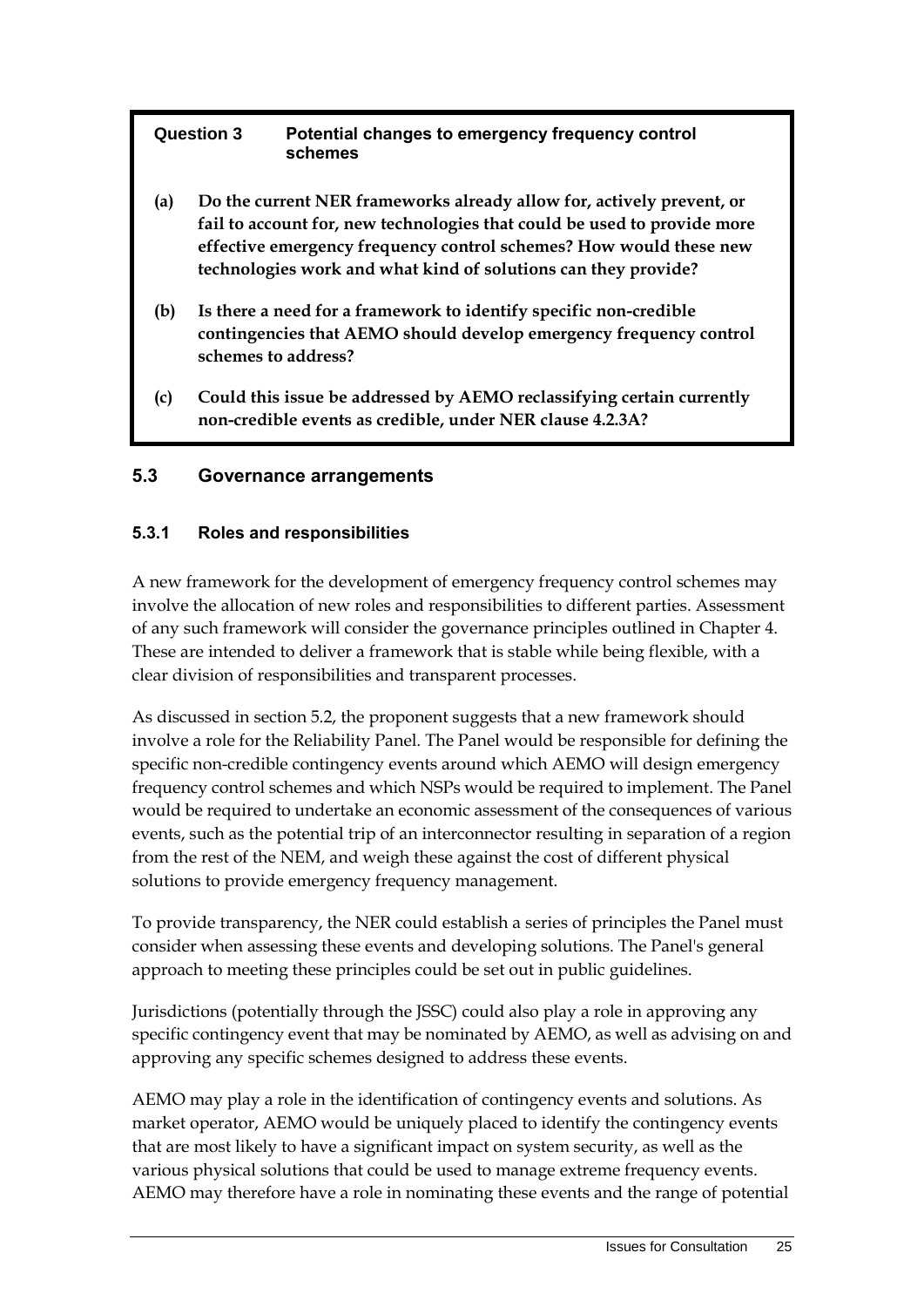**Question 3 Potential changes to emergency frequency control schemes**

**(a) Do the current NER frameworks already allow for, actively prevent, or fail to account for, new technologies that could be used to provide more effective emergency frequency control schemes? How would these new technologies work and what kind of solutions can they provide?**

**(b) Is there a need for a framework to identify specific non-credible contingencies that AEMO should develop emergency frequency control schemes to address?**

**(c) Could this issue be addressed by AEMO reclassifying certain currently non-credible events as credible, under NER clause 4.2.3A?**

## 5.3 Governance arrangements

### 5.3.1 Roles and responsibilities

A new framework for the development of emergency frequency control schemes may involve the allocation of new roles and responsibilities to different parties. Assessment of any such framework will consider the governance principles outlined in Chapter 4. These are intended to deliver a framework that is stable while being flexible, with a clear division of responsibilities and transparent processes.

As discussed in section 5.2, the proponent suggests that a new framework should involve a role for the Reliability Panel. The Panel would be responsible for defining the specific non-credible contingency events around which AEMO will design emergency frequency control schemes and which NSPs would be required to implement. The Panel would be required to undertake an economic assessment of the consequences of various events, such as the potential trip of an interconnector resulting in separation of a region from the rest of the NEM, and weigh these against the cost of different physical solutions to provide emergency frequency management.

To provide transparency, the NER could establish a series of principles the Panel must consider when assessing these events and developing solutions. The Panel's general approach to meeting these principles could be set out in public guidelines.

Jurisdictions (potentially through the JSSC) could also play a role in approving any specific contingency event that may be nominated by AEMO, as well as advising on and approving any specific schemes designed to address these events.

AEMO may play a role in the identification of contingency events and solutions. As market operator, AEMO would be uniquely placed to identify the contingency events that are most likely to have a significant impact on system security, as well as the various physical solutions that could be used to manage extreme frequency events. AEMO may therefore have a role in nominating these events and the range of potential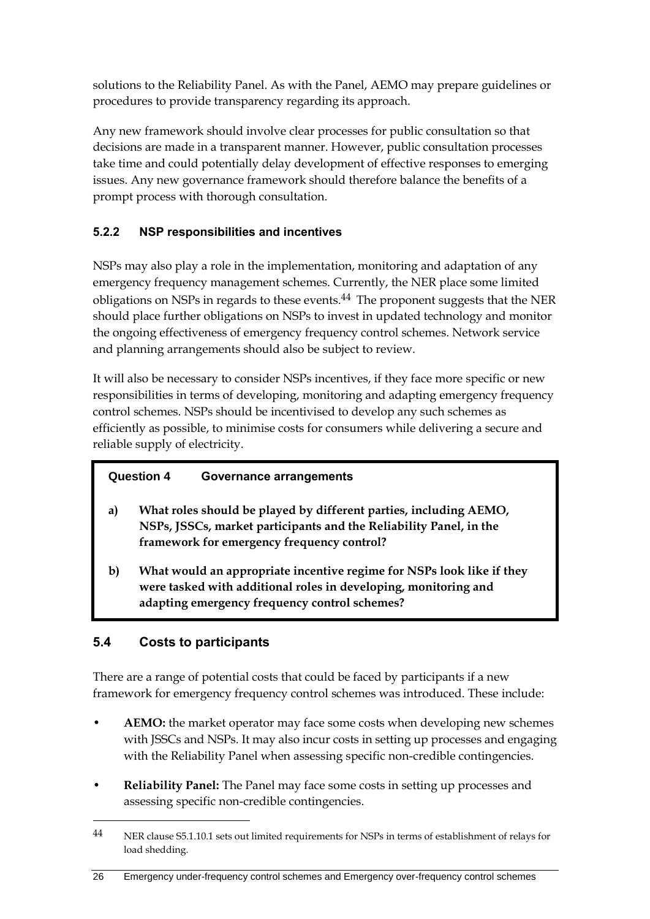solutions to the Reliability Panel. As with the Panel, AEMO may prepare guidelines or procedures to provide transparency regarding its approach.

Any new framework should involve clear processes for public consultation so that decisions are made in a transparent manner. However, public consultation processes take time and could potentially delay development of effective responses to emerging issues. Any new governance framework should therefore balance the benefits of a prompt process with thorough consultation.

### 5.2.2 NSP responsibilities and incentives

NSPs may also play a role in the implementation, monitoring and adaptation of any emergency frequency management schemes. Currently, the NER place some limited obligations on NSPs in regards to these events.[44] The proponent suggests that the NER should place further obligations on NSPs to invest in updated technology and monitor the ongoing effectiveness of emergency frequency control schemes. Network service and planning arrangements should also be subject to review.

It will also be necessary to consider NSPs incentives, if they face more specific or new responsibilities in terms of developing, monitoring and adapting emergency frequency control schemes. NSPs should be incentivised to develop any such schemes as efficiently as possible, to minimise costs for consumers while delivering a secure and reliable supply of electricity.

> **Question 4 Governance arrangements**
>
> a) **What roles should be played by different parties, including AEMO, NSPs, JSSCs, market participants and the Reliability Panel, in the framework for emergency frequency control?**
>
> b) **What would an appropriate incentive regime for NSPs look like if they were tasked with additional roles in developing, monitoring and adapting emergency frequency control schemes?**

## 5.4 Costs to participants

There are a range of potential costs that could be faced by participants if a new framework for emergency frequency control schemes was introduced. These include:

- **AEMO:** the market operator may face some costs when developing new schemes with JSSCs and NSPs. It may also incur costs in setting up processes and engaging with the Reliability Panel when assessing specific non-credible contingencies.
- **Reliability Panel:** The Panel may face some costs in setting up processes and assessing specific non-credible contingencies.

---

44 NER clause S5.1.10.1 sets out limited requirements for NSPs in terms of establishment of relays for load shedding.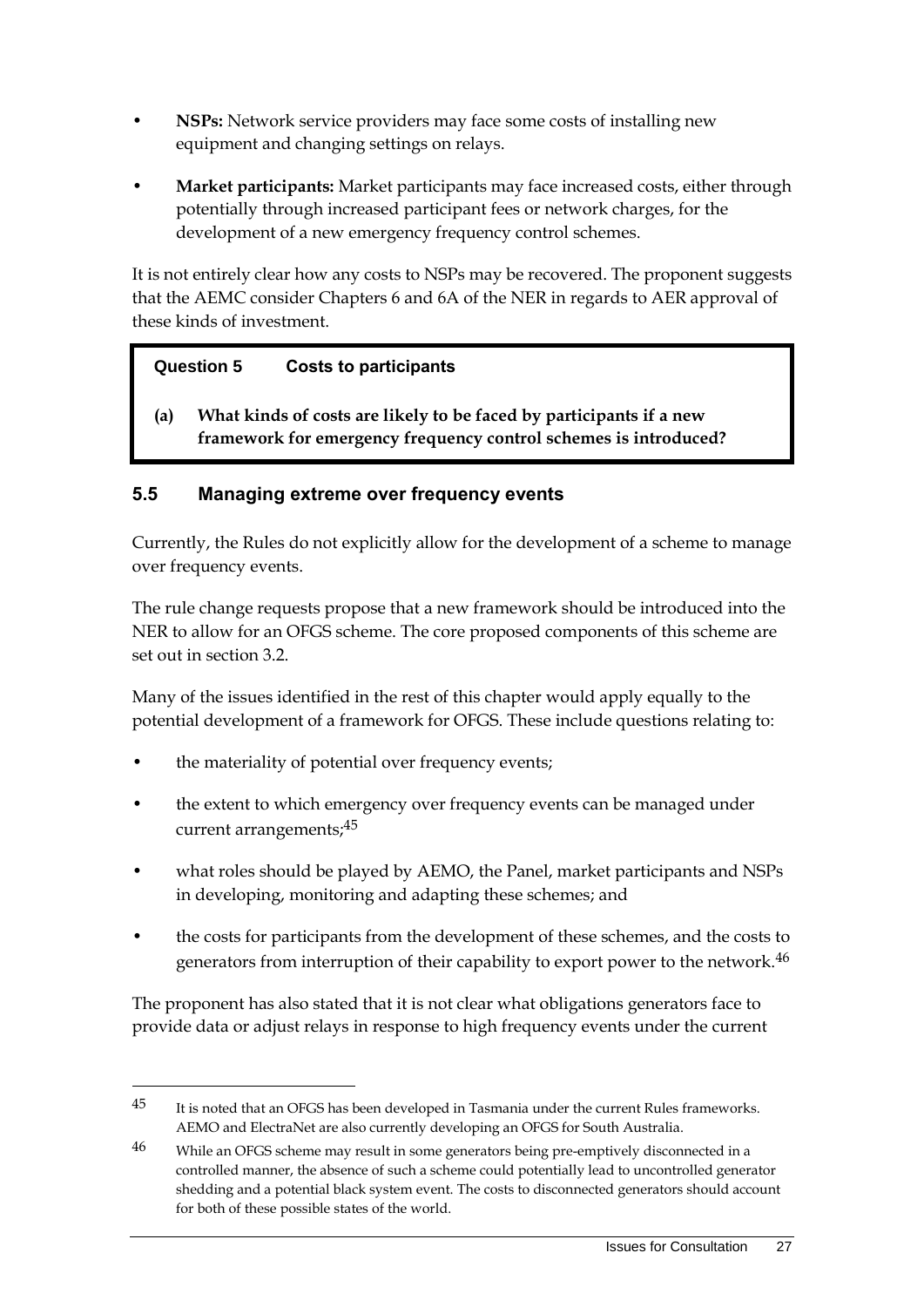- **NSPs:** Network service providers may face some costs of installing new equipment and changing settings on relays.
- **Market participants:** Market participants may face increased costs, either through potentially through increased participant fees or network charges, for the development of a new emergency frequency control schemes.

It is not entirely clear how any costs to NSPs may be recovered. The proponent suggests that the AEMC consider Chapters 6 and 6A of the NER in regards to AER approval of these kinds of investment.

> **Question 5 Costs to participants**
>
> **(a) What kinds of costs are likely to be faced by participants if a new framework for emergency frequency control schemes is introduced?**

## 5.5 Managing extreme over frequency events

Currently, the Rules do not explicitly allow for the development of a scheme to manage over frequency events.

The rule change requests propose that a new framework should be introduced into the NER to allow for an OFGS scheme. The core proposed components of this scheme are set out in section 3.2.

Many of the issues identified in the rest of this chapter would apply equally to the potential development of a framework for OFGS. These include questions relating to:

- the materiality of potential over frequency events;
- the extent to which emergency over frequency events can be managed under current arrangements;[45]
- what roles should be played by AEMO, the Panel, market participants and NSPs in developing, monitoring and adapting these schemes; and
- the costs for participants from the development of these schemes, and the costs to generators from interruption of their capability to export power to the network.[46]

The proponent has also stated that it is not clear what obligations generators face to provide data or adjust relays in response to high frequency events under the current

---

[45] It is noted that an OFGS has been developed in Tasmania under the current Rules frameworks. AEMO and ElectraNet are also currently developing an OFGS for South Australia.

[46] While an OFGS scheme may result in some generators being pre-emptively disconnected in a controlled manner, the absence of such a scheme could potentially lead to uncontrolled generator shedding and a potential black system event. The costs to disconnected generators should account for both of these possible states of the world.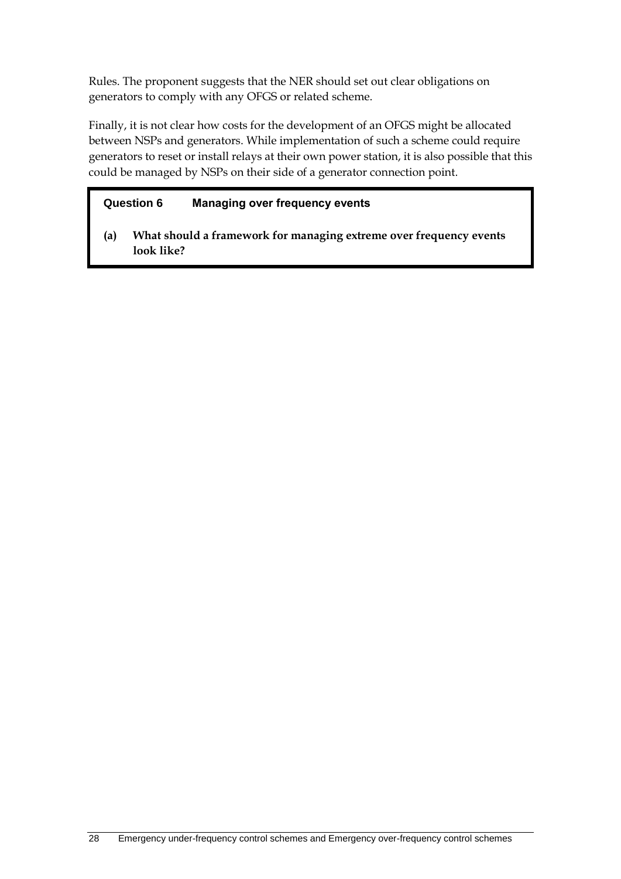Rules. The proponent suggests that the NER should set out clear obligations on generators to comply with any OFGS or related scheme.

Finally, it is not clear how costs for the development of an OFGS might be allocated between NSPs and generators. While implementation of such a scheme could require generators to reset or install relays at their own power station, it is also possible that this could be managed by NSPs on their side of a generator connection point.

> **Question 6 Managing over frequency events**
>
> **(a) What should a framework for managing extreme over frequency events look like?**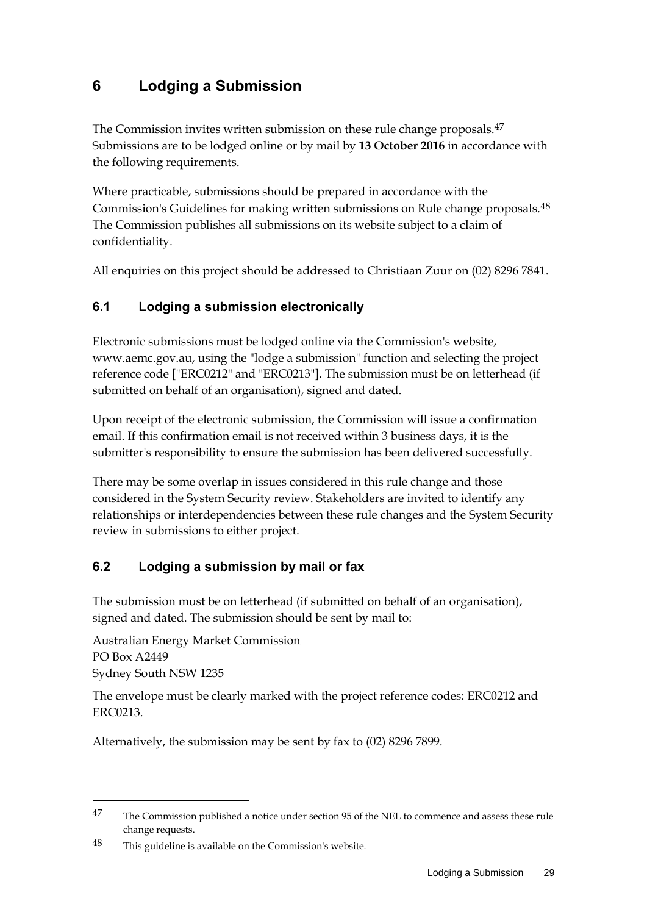# 6 Lodging a Submission

The Commission invites written submission on these rule change proposals.[47] Submissions are to be lodged online or by mail by **13 October 2016** in accordance with the following requirements.

Where practicable, submissions should be prepared in accordance with the Commission's Guidelines for making written submissions on Rule change proposals.[48] The Commission publishes all submissions on its website subject to a claim of confidentiality.

All enquiries on this project should be addressed to Christiaan Zuur on (02) 8296 7841.

## 6.1 Lodging a submission electronically

Electronic submissions must be lodged online via the Commission's website, www.aemc.gov.au, using the "lodge a submission" function and selecting the project reference code ["ERC0212" and "ERC0213"]. The submission must be on letterhead (if submitted on behalf of an organisation), signed and dated.

Upon receipt of the electronic submission, the Commission will issue a confirmation email. If this confirmation email is not received within 3 business days, it is the submitter's responsibility to ensure the submission has been delivered successfully.

There may be some overlap in issues considered in this rule change and those considered in the System Security review. Stakeholders are invited to identify any relationships or interdependencies between these rule changes and the System Security review in submissions to either project.

## 6.2 Lodging a submission by mail or fax

The submission must be on letterhead (if submitted on behalf of an organisation), signed and dated. The submission should be sent by mail to:

Australian Energy Market Commission
PO Box A2449
Sydney South NSW 1235

The envelope must be clearly marked with the project reference codes: ERC0212 and ERC0213.

Alternatively, the submission may be sent by fax to (02) 8296 7899.

---

[47] The Commission published a notice under section 95 of the NEL to commence and assess these rule change requests.

[48] This guideline is available on the Commission's website.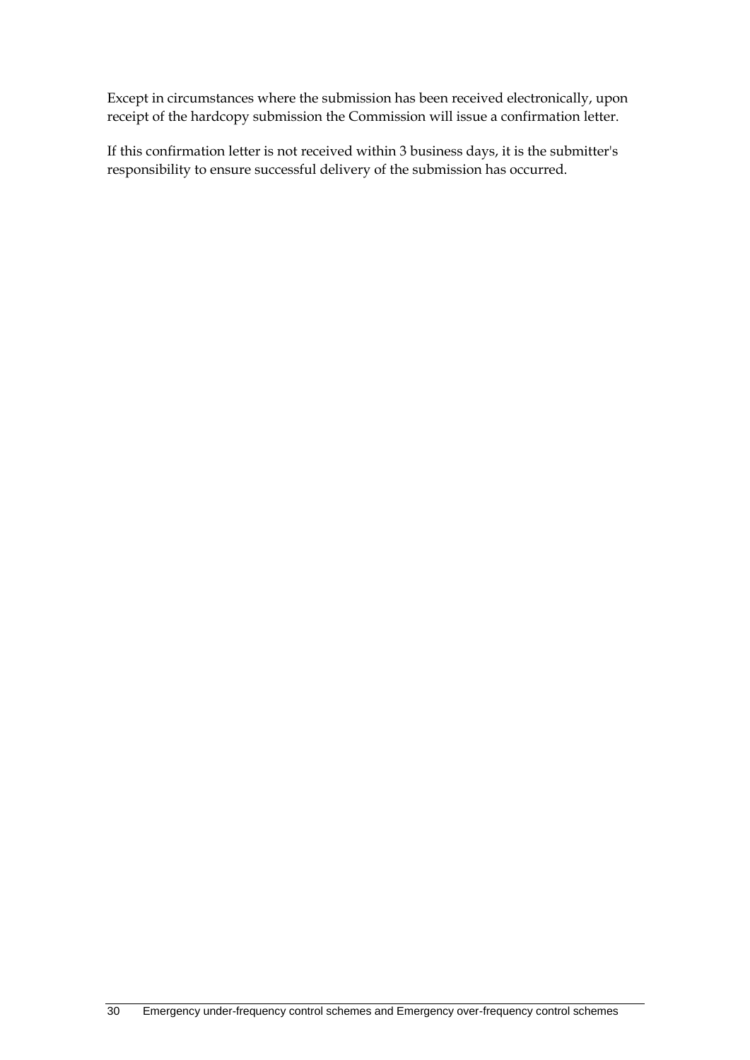Except in circumstances where the submission has been received electronically, upon receipt of the hardcopy submission the Commission will issue a confirmation letter.

If this confirmation letter is not received within 3 business days, it is the submitter's responsibility to ensure successful delivery of the submission has occurred.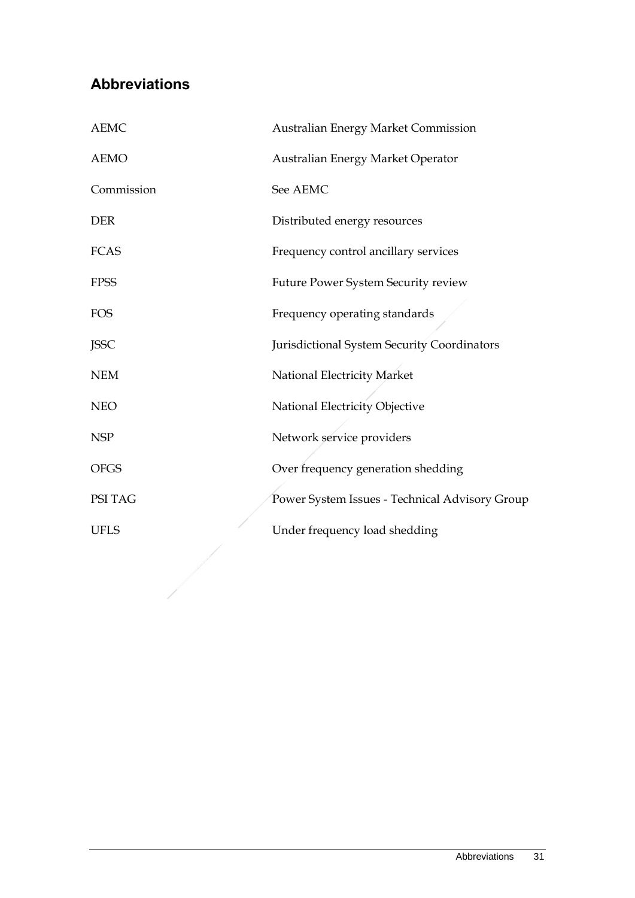## Abbreviations

| | |
|---|---|
| AEMC | Australian Energy Market Commission |
| AEMO | Australian Energy Market Operator |
| Commission | See AEMC |
| DER | Distributed energy resources |
| FCAS | Frequency control ancillary services |
| FPSS | Future Power System Security review |
| FOS | Frequency operating standards |
| JSSC | Jurisdictional System Security Coordinators |
| NEM | National Electricity Market |
| NEO | National Electricity Objective |
| NSP | Network service providers |
| OFGS | Over frequency generation shedding |
| PSI TAG | Power System Issues - Technical Advisory Group |
| UFLS | Under frequency load shedding |